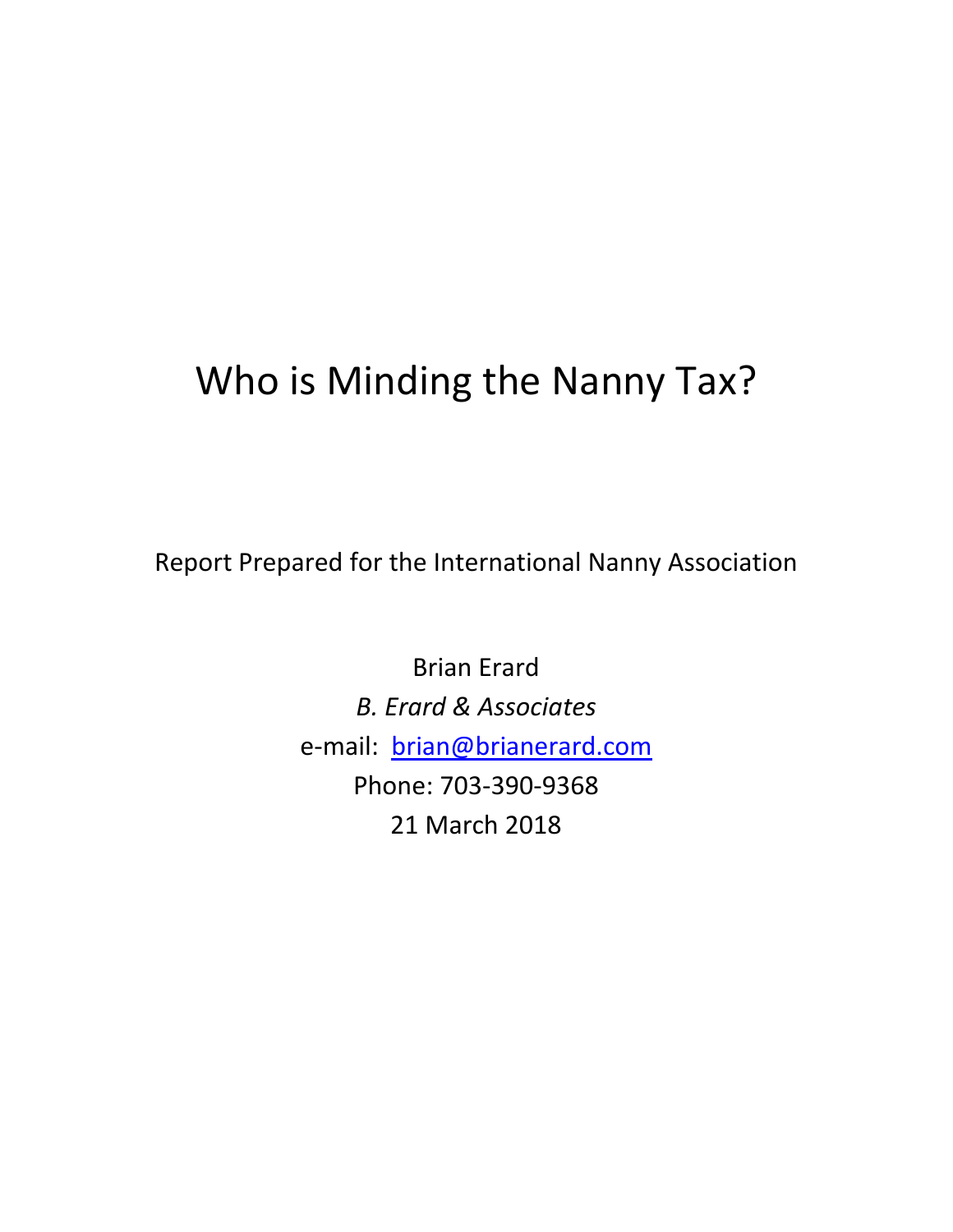# Who is Minding the Nanny Tax?

Report Prepared for the International Nanny Association

Brian Erard

*B. Erard & Associates*

e-mail: brian@brianerard.com

Phone: 703-390-9368

21 March 2018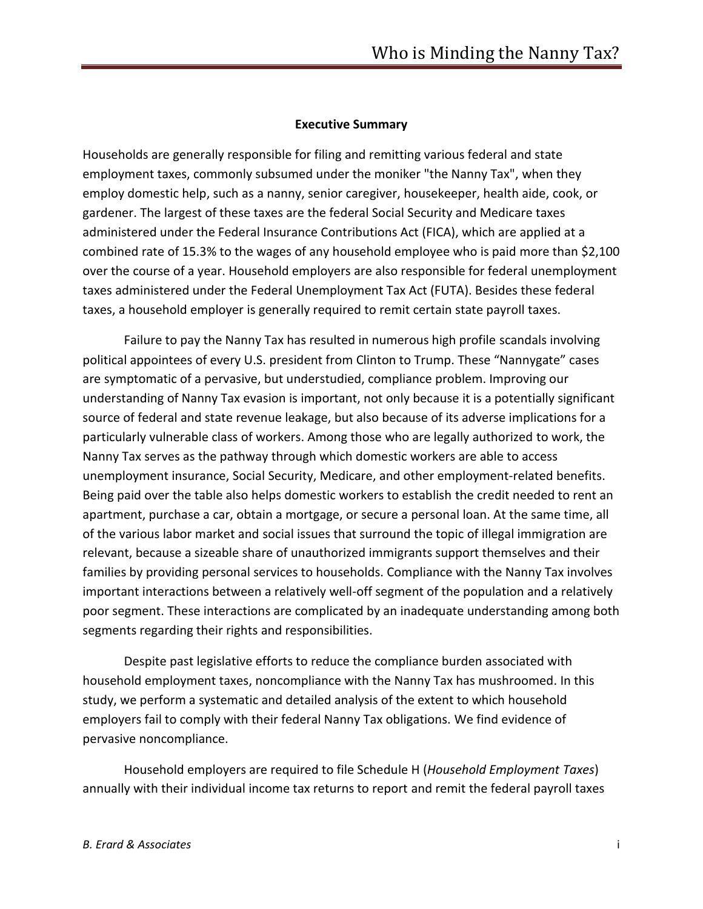## Executive Summary

Households are generally responsible for filing and remitting various federal and state employment taxes, commonly subsumed under the moniker "the Nanny Tax", when they employ domestic help, such as a nanny, senior caregiver, housekeeper, health aide, cook, or gardener. The largest of these taxes are the federal Social Security and Medicare taxes administered under the Federal Insurance Contributions Act (FICA), which are applied at a combined rate of 15.3% to the wages of any household employee who is paid more than $2,100 over the course of a year. Household employers are also responsible for federal unemployment taxes administered under the Federal Unemployment Tax Act (FUTA). Besides these federal taxes, a household employer is generally required to remit certain state payroll taxes.

Failure to pay the Nanny Tax has resulted in numerous high profile scandals involving political appointees of every U.S. president from Clinton to Trump. These "Nannygate" cases are symptomatic of a pervasive, but understudied, compliance problem. Improving our understanding of Nanny Tax evasion is important, not only because it is a potentially significant source of federal and state revenue leakage, but also because of its adverse implications for a particularly vulnerable class of workers. Among those who are legally authorized to work, the Nanny Tax serves as the pathway through which domestic workers are able to access unemployment insurance, Social Security, Medicare, and other employment-related benefits. Being paid over the table also helps domestic workers to establish the credit needed to rent an apartment, purchase a car, obtain a mortgage, or secure a personal loan. At the same time, all of the various labor market and social issues that surround the topic of illegal immigration are relevant, because a sizeable share of unauthorized immigrants support themselves and their families by providing personal services to households. Compliance with the Nanny Tax involves important interactions between a relatively well-off segment of the population and a relatively poor segment. These interactions are complicated by an inadequate understanding among both segments regarding their rights and responsibilities.

Despite past legislative efforts to reduce the compliance burden associated with household employment taxes, noncompliance with the Nanny Tax has mushroomed. In this study, we perform a systematic and detailed analysis of the extent to which household employers fail to comply with their federal Nanny Tax obligations. We find evidence of pervasive noncompliance.

Household employers are required to file Schedule H (*Household Employment Taxes*) annually with their individual income tax returns to report and remit the federal payroll taxes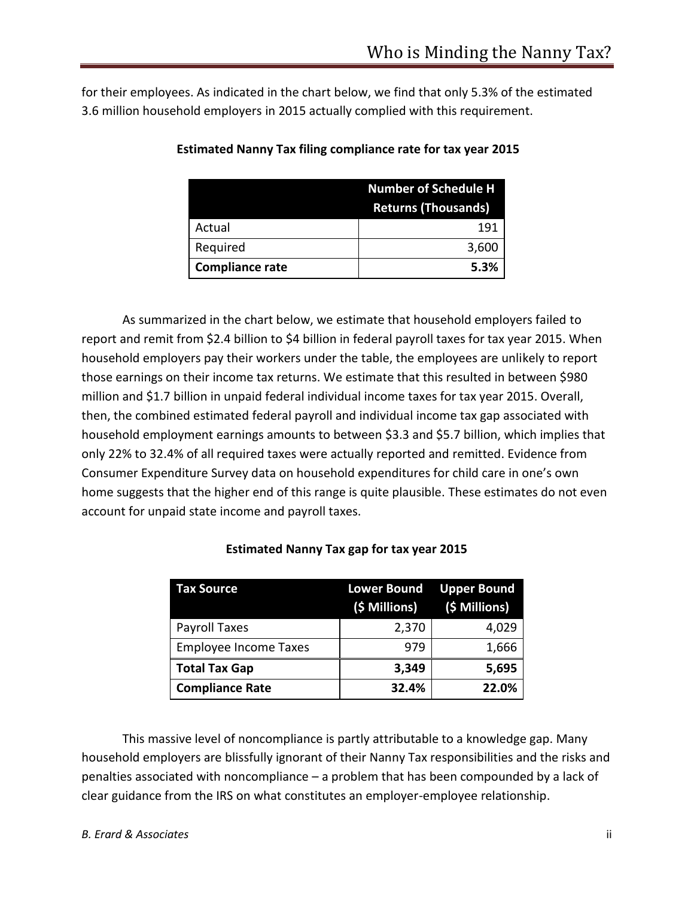for their employees. As indicated in the chart below, we find that only 5.3% of the estimated 3.6 million household employers in 2015 actually complied with this requirement.

**Estimated Nanny Tax filing compliance rate for tax year 2015**

| | Number of Schedule H Returns (Thousands) |
|---|---:|
| Actual | 191 |
| Required | 3,600 |
| **Compliance rate** | **5.3%** |

As summarized in the chart below, we estimate that household employers failed to report and remit from $2.4 billion to $4 billion in federal payroll taxes for tax year 2015. When household employers pay their workers under the table, the employees are unlikely to report those earnings on their income tax returns. We estimate that this resulted in between $980 million and $1.7 billion in unpaid federal individual income taxes for tax year 2015. Overall, then, the combined estimated federal payroll and individual income tax gap associated with household employment earnings amounts to between $3.3 and $5.7 billion, which implies that only 22% to 32.4% of all required taxes were actually reported and remitted. Evidence from Consumer Expenditure Survey data on household expenditures for child care in one's own home suggests that the higher end of this range is quite plausible. These estimates do not even account for unpaid state income and payroll taxes.

**Estimated Nanny Tax gap for tax year 2015**

| Tax Source | Lower Bound ($ Millions) | Upper Bound ($ Millions) |
|---|---:|---:|
| Payroll Taxes | 2,370 | 4,029 |
| Employee Income Taxes | 979 | 1,666 |
| **Total Tax Gap** | **3,349** | **5,695** |
| **Compliance Rate** | **32.4%** | **22.0%** |

This massive level of noncompliance is partly attributable to a knowledge gap. Many household employers are blissfully ignorant of their Nanny Tax responsibilities and the risks and penalties associated with noncompliance – a problem that has been compounded by a lack of clear guidance from the IRS on what constitutes an employer-employee relationship.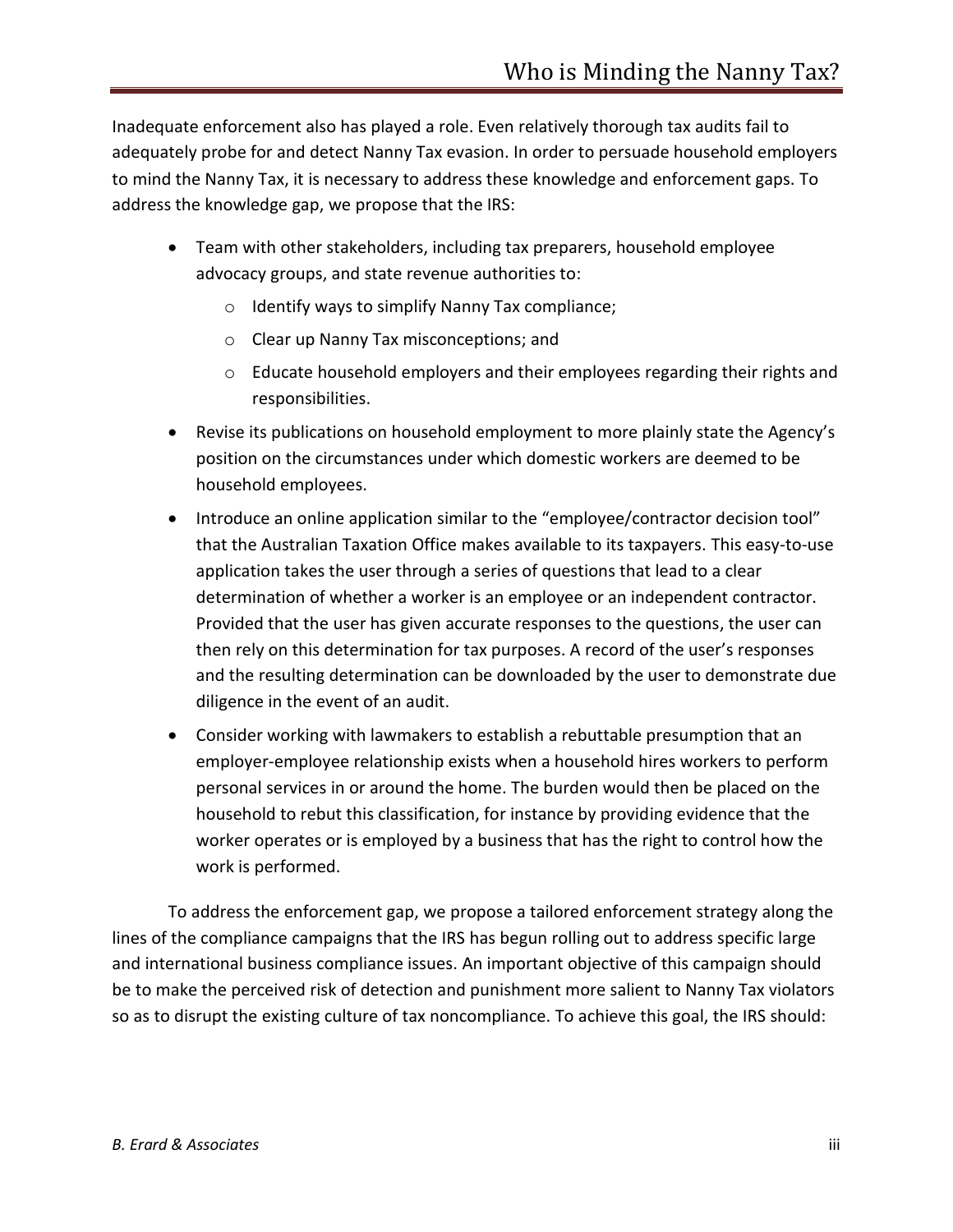Inadequate enforcement also has played a role. Even relatively thorough tax audits fail to adequately probe for and detect Nanny Tax evasion. In order to persuade household employers to mind the Nanny Tax, it is necessary to address these knowledge and enforcement gaps. To address the knowledge gap, we propose that the IRS:

- Team with other stakeholders, including tax preparers, household employee advocacy groups, and state revenue authorities to:
  - Identify ways to simplify Nanny Tax compliance;
  - Clear up Nanny Tax misconceptions; and
  - Educate household employers and their employees regarding their rights and responsibilities.
- Revise its publications on household employment to more plainly state the Agency's position on the circumstances under which domestic workers are deemed to be household employees.
- Introduce an online application similar to the "employee/contractor decision tool" that the Australian Taxation Office makes available to its taxpayers. This easy-to-use application takes the user through a series of questions that lead to a clear determination of whether a worker is an employee or an independent contractor. Provided that the user has given accurate responses to the questions, the user can then rely on this determination for tax purposes. A record of the user's responses and the resulting determination can be downloaded by the user to demonstrate due diligence in the event of an audit.
- Consider working with lawmakers to establish a rebuttable presumption that an employer-employee relationship exists when a household hires workers to perform personal services in or around the home. The burden would then be placed on the household to rebut this classification, for instance by providing evidence that the worker operates or is employed by a business that has the right to control how the work is performed.

To address the enforcement gap, we propose a tailored enforcement strategy along the lines of the compliance campaigns that the IRS has begun rolling out to address specific large and international business compliance issues. An important objective of this campaign should be to make the perceived risk of detection and punishment more salient to Nanny Tax violators so as to disrupt the existing culture of tax noncompliance. To achieve this goal, the IRS should: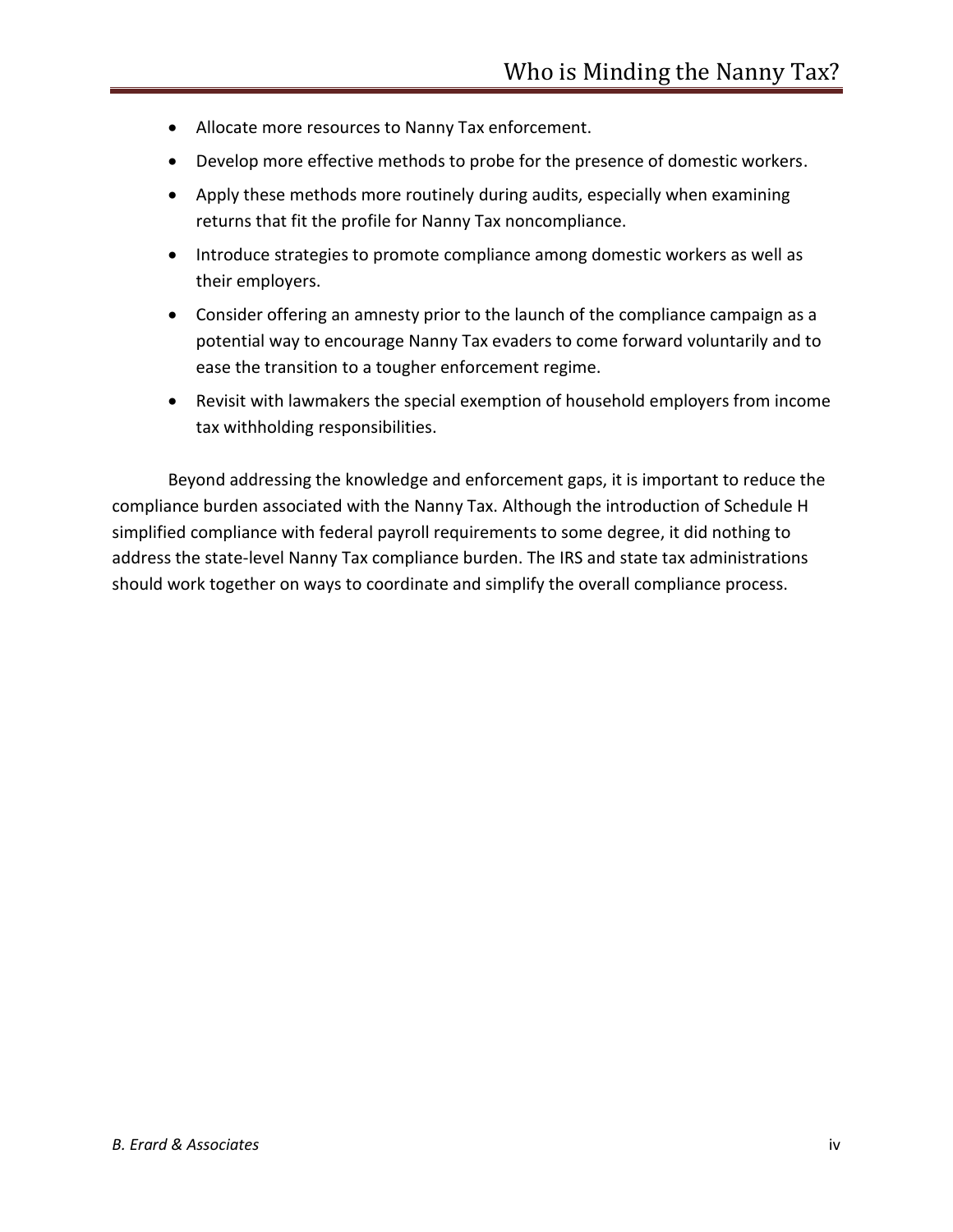- Allocate more resources to Nanny Tax enforcement.
- Develop more effective methods to probe for the presence of domestic workers.
- Apply these methods more routinely during audits, especially when examining returns that fit the profile for Nanny Tax noncompliance.
- Introduce strategies to promote compliance among domestic workers as well as their employers.
- Consider offering an amnesty prior to the launch of the compliance campaign as a potential way to encourage Nanny Tax evaders to come forward voluntarily and to ease the transition to a tougher enforcement regime.
- Revisit with lawmakers the special exemption of household employers from income tax withholding responsibilities.

Beyond addressing the knowledge and enforcement gaps, it is important to reduce the compliance burden associated with the Nanny Tax. Although the introduction of Schedule H simplified compliance with federal payroll requirements to some degree, it did nothing to address the state-level Nanny Tax compliance burden. The IRS and state tax administrations should work together on ways to coordinate and simplify the overall compliance process.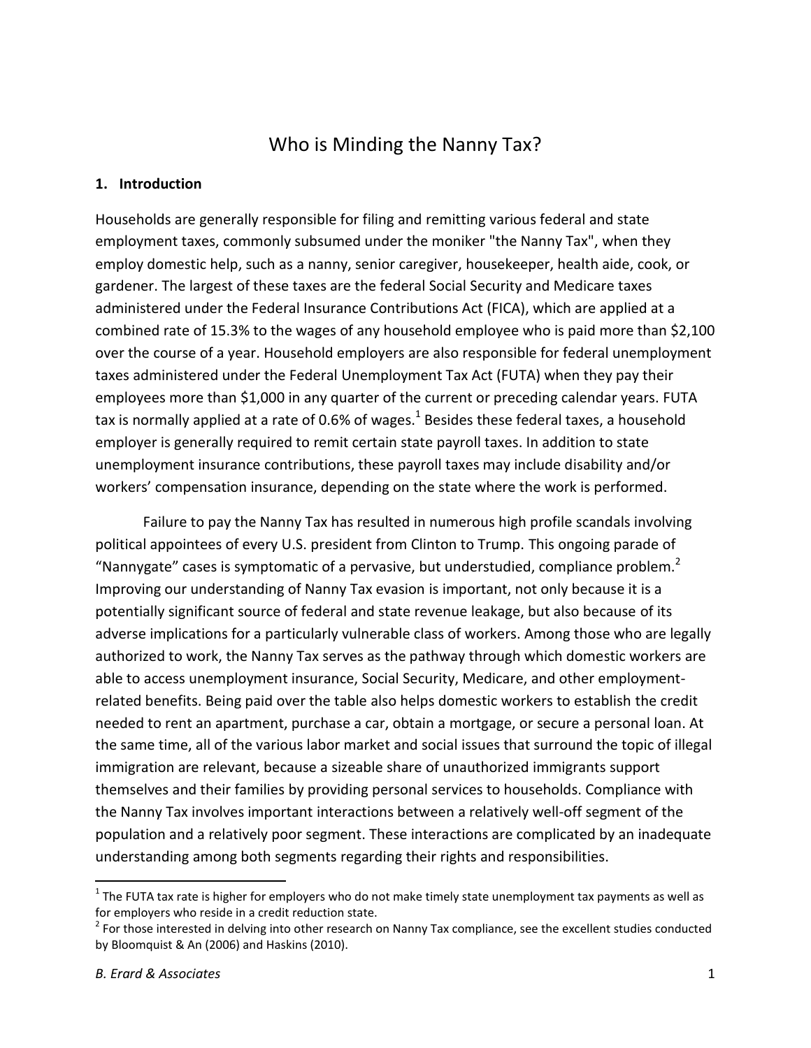# Who is Minding the Nanny Tax?

## 1. Introduction

Households are generally responsible for filing and remitting various federal and state employment taxes, commonly subsumed under the moniker "the Nanny Tax", when they employ domestic help, such as a nanny, senior caregiver, housekeeper, health aide, cook, or gardener. The largest of these taxes are the federal Social Security and Medicare taxes administered under the Federal Insurance Contributions Act (FICA), which are applied at a combined rate of 15.3% to the wages of any household employee who is paid more than $2,100 over the course of a year. Household employers are also responsible for federal unemployment taxes administered under the Federal Unemployment Tax Act (FUTA) when they pay their employees more than $1,000 in any quarter of the current or preceding calendar years. FUTA tax is normally applied at a rate of 0.6% of wages.[1] Besides these federal taxes, a household employer is generally required to remit certain state payroll taxes. In addition to state unemployment insurance contributions, these payroll taxes may include disability and/or workers' compensation insurance, depending on the state where the work is performed.

Failure to pay the Nanny Tax has resulted in numerous high profile scandals involving political appointees of every U.S. president from Clinton to Trump. This ongoing parade of "Nannygate" cases is symptomatic of a pervasive, but understudied, compliance problem.[2] Improving our understanding of Nanny Tax evasion is important, not only because it is a potentially significant source of federal and state revenue leakage, but also because of its adverse implications for a particularly vulnerable class of workers. Among those who are legally authorized to work, the Nanny Tax serves as the pathway through which domestic workers are able to access unemployment insurance, Social Security, Medicare, and other employment-related benefits. Being paid over the table also helps domestic workers to establish the credit needed to rent an apartment, purchase a car, obtain a mortgage, or secure a personal loan. At the same time, all of the various labor market and social issues that surround the topic of illegal immigration are relevant, because a sizeable share of unauthorized immigrants support themselves and their families by providing personal services to households. Compliance with the Nanny Tax involves important interactions between a relatively well-off segment of the population and a relatively poor segment. These interactions are complicated by an inadequate understanding among both segments regarding their rights and responsibilities.

---

[1] The FUTA tax rate is higher for employers who do not make timely state unemployment tax payments as well as for employers who reside in a credit reduction state.

[2] For those interested in delving into other research on Nanny Tax compliance, see the excellent studies conducted by Bloomquist & An (2006) and Haskins (2010).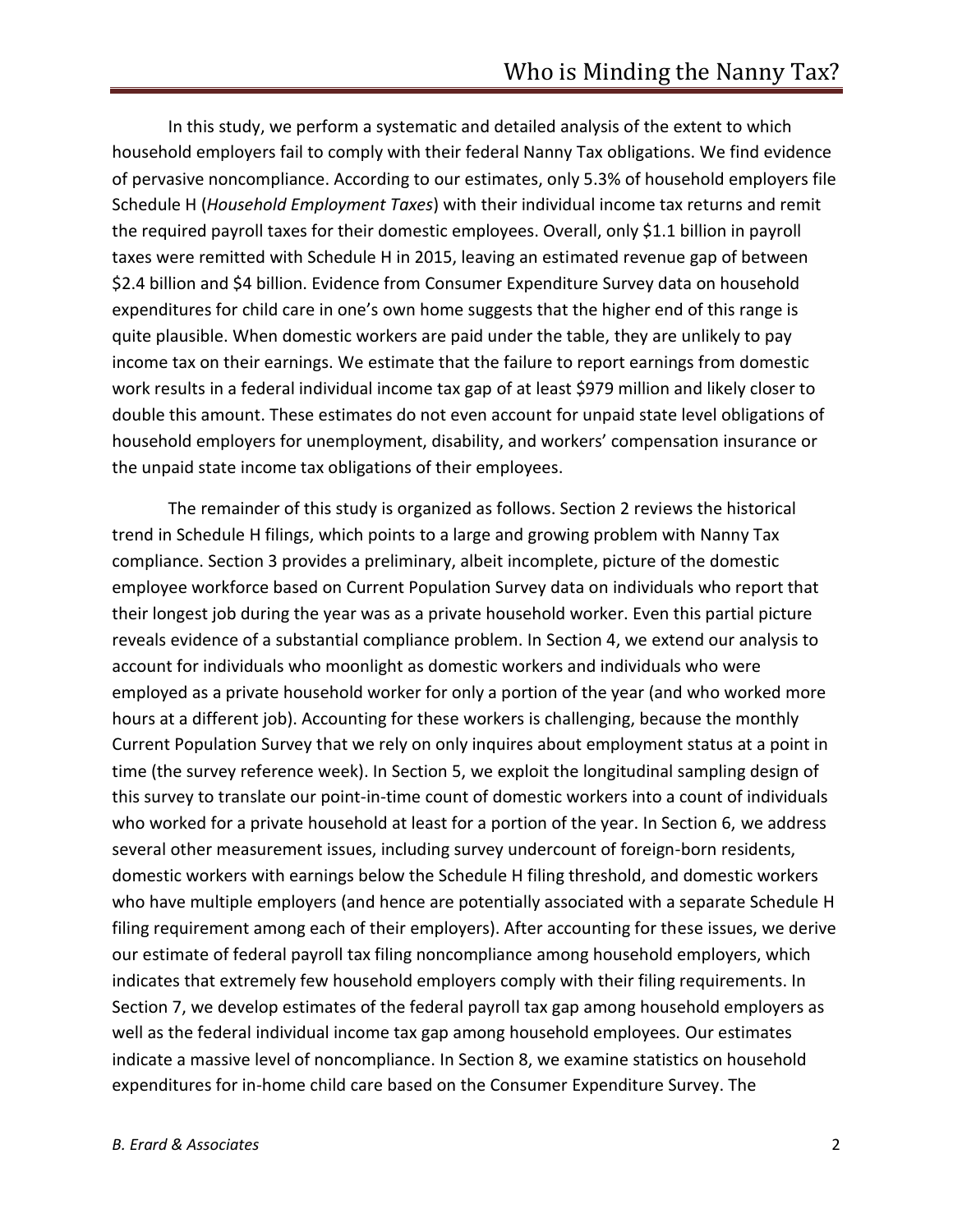In this study, we perform a systematic and detailed analysis of the extent to which household employers fail to comply with their federal Nanny Tax obligations. We find evidence of pervasive noncompliance. According to our estimates, only 5.3% of household employers file Schedule H (*Household Employment Taxes*) with their individual income tax returns and remit the required payroll taxes for their domestic employees. Overall, only $1.1 billion in payroll taxes were remitted with Schedule H in 2015, leaving an estimated revenue gap of between $2.4 billion and $4 billion. Evidence from Consumer Expenditure Survey data on household expenditures for child care in one's own home suggests that the higher end of this range is quite plausible. When domestic workers are paid under the table, they are unlikely to pay income tax on their earnings. We estimate that the failure to report earnings from domestic work results in a federal individual income tax gap of at least $979 million and likely closer to double this amount. These estimates do not even account for unpaid state level obligations of household employers for unemployment, disability, and workers' compensation insurance or the unpaid state income tax obligations of their employees.

The remainder of this study is organized as follows. Section 2 reviews the historical trend in Schedule H filings, which points to a large and growing problem with Nanny Tax compliance. Section 3 provides a preliminary, albeit incomplete, picture of the domestic employee workforce based on Current Population Survey data on individuals who report that their longest job during the year was as a private household worker. Even this partial picture reveals evidence of a substantial compliance problem. In Section 4, we extend our analysis to account for individuals who moonlight as domestic workers and individuals who were employed as a private household worker for only a portion of the year (and who worked more hours at a different job). Accounting for these workers is challenging, because the monthly Current Population Survey that we rely on only inquires about employment status at a point in time (the survey reference week). In Section 5, we exploit the longitudinal sampling design of this survey to translate our point-in-time count of domestic workers into a count of individuals who worked for a private household at least for a portion of the year. In Section 6, we address several other measurement issues, including survey undercount of foreign-born residents, domestic workers with earnings below the Schedule H filing threshold, and domestic workers who have multiple employers (and hence are potentially associated with a separate Schedule H filing requirement among each of their employers). After accounting for these issues, we derive our estimate of federal payroll tax filing noncompliance among household employers, which indicates that extremely few household employers comply with their filing requirements. In Section 7, we develop estimates of the federal payroll tax gap among household employers as well as the federal individual income tax gap among household employees. Our estimates indicate a massive level of noncompliance. In Section 8, we examine statistics on household expenditures for in-home child care based on the Consumer Expenditure Survey. The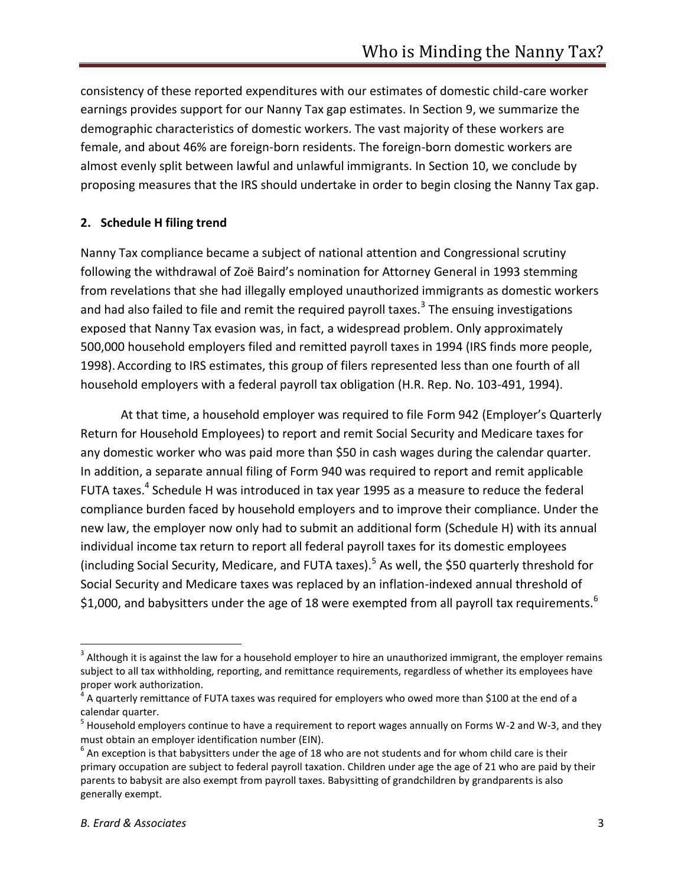consistency of these reported expenditures with our estimates of domestic child-care worker earnings provides support for our Nanny Tax gap estimates. In Section 9, we summarize the demographic characteristics of domestic workers. The vast majority of these workers are female, and about 46% are foreign-born residents. The foreign-born domestic workers are almost evenly split between lawful and unlawful immigrants. In Section 10, we conclude by proposing measures that the IRS should undertake in order to begin closing the Nanny Tax gap.

## 2. Schedule H filing trend

Nanny Tax compliance became a subject of national attention and Congressional scrutiny following the withdrawal of Zoë Baird's nomination for Attorney General in 1993 stemming from revelations that she had illegally employed unauthorized immigrants as domestic workers and had also failed to file and remit the required payroll taxes.[3] The ensuing investigations exposed that Nanny Tax evasion was, in fact, a widespread problem. Only approximately 500,000 household employers filed and remitted payroll taxes in 1994 (IRS finds more people, 1998). According to IRS estimates, this group of filers represented less than one fourth of all household employers with a federal payroll tax obligation (H.R. Rep. No. 103-491, 1994).

At that time, a household employer was required to file Form 942 (Employer's Quarterly Return for Household Employees) to report and remit Social Security and Medicare taxes for any domestic worker who was paid more than $50 in cash wages during the calendar quarter. In addition, a separate annual filing of Form 940 was required to report and remit applicable FUTA taxes.[4] Schedule H was introduced in tax year 1995 as a measure to reduce the federal compliance burden faced by household employers and to improve their compliance. Under the new law, the employer now only had to submit an additional form (Schedule H) with its annual individual income tax return to report all federal payroll taxes for its domestic employees (including Social Security, Medicare, and FUTA taxes).[5] As well, the $50 quarterly threshold for Social Security and Medicare taxes was replaced by an inflation-indexed annual threshold of $1,000, and babysitters under the age of 18 were exempted from all payroll tax requirements.[6]

---

[3] Although it is against the law for a household employer to hire an unauthorized immigrant, the employer remains subject to all tax withholding, reporting, and remittance requirements, regardless of whether its employees have proper work authorization.

[4] A quarterly remittance of FUTA taxes was required for employers who owed more than $100 at the end of a calendar quarter.

[5] Household employers continue to have a requirement to report wages annually on Forms W-2 and W-3, and they must obtain an employer identification number (EIN).

[6] An exception is that babysitters under the age of 18 who are not students and for whom child care is their primary occupation are subject to federal payroll taxation. Children under age the age of 21 who are paid by their parents to babysit are also exempt from payroll taxes. Babysitting of grandchildren by grandparents is also generally exempt.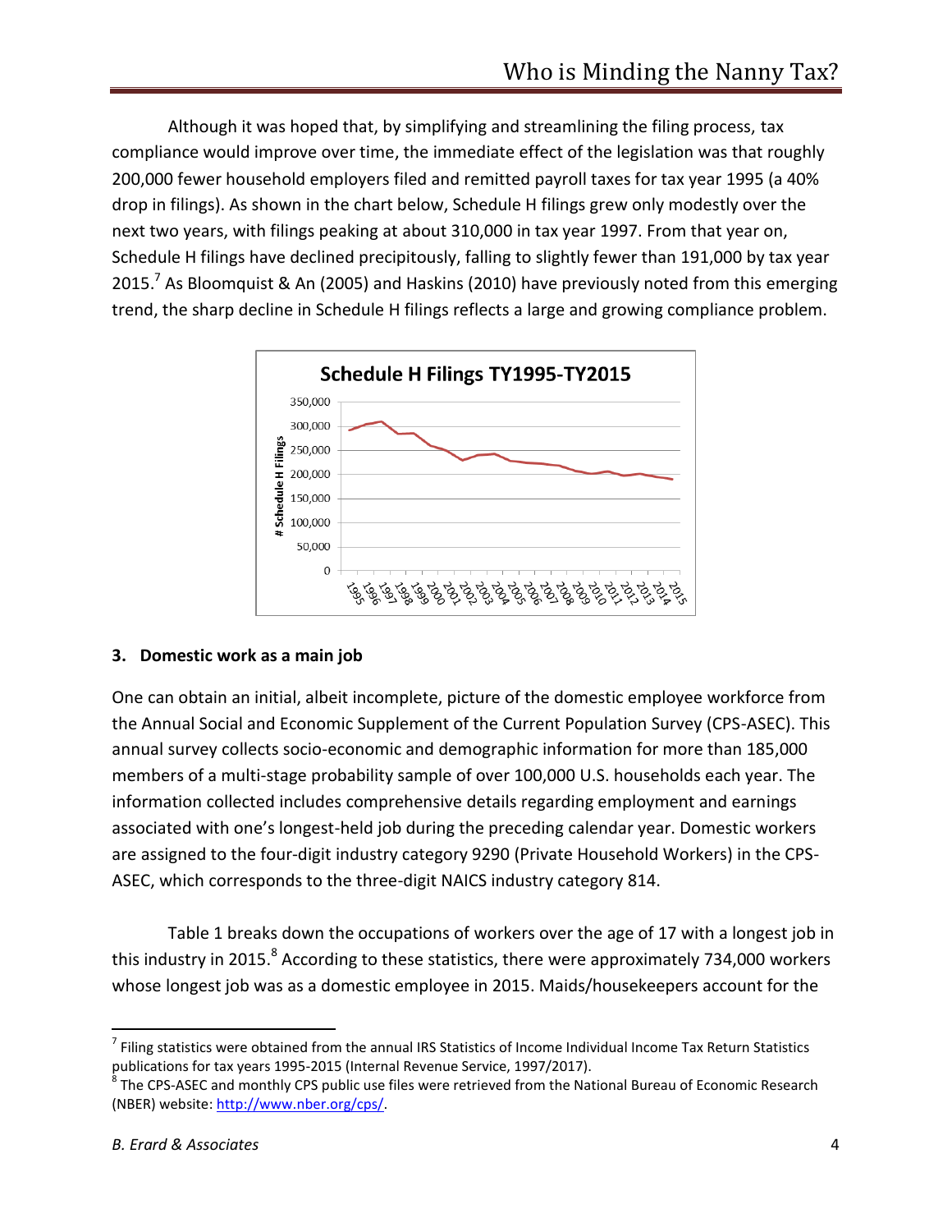Although it was hoped that, by simplifying and streamlining the filing process, tax compliance would improve over time, the immediate effect of the legislation was that roughly 200,000 fewer household employers filed and remitted payroll taxes for tax year 1995 (a 40% drop in filings). As shown in the chart below, Schedule H filings grew only modestly over the next two years, with filings peaking at about 310,000 in tax year 1997. From that year on, Schedule H filings have declined precipitously, falling to slightly fewer than 191,000 by tax year 2015.[7] As Bloomquist & An (2005) and Haskins (2010) have previously noted from this emerging trend, the sharp decline in Schedule H filings reflects a large and growing compliance problem.

## 3. Domestic work as a main job

One can obtain an initial, albeit incomplete, picture of the domestic employee workforce from the Annual Social and Economic Supplement of the Current Population Survey (CPS-ASEC). This annual survey collects socio-economic and demographic information for more than 185,000 members of a multi-stage probability sample of over 100,000 U.S. households each year. The information collected includes comprehensive details regarding employment and earnings associated with one's longest-held job during the preceding calendar year. Domestic workers are assigned to the four-digit industry category 9290 (Private Household Workers) in the CPS-ASEC, which corresponds to the three-digit NAICS industry category 814.

Table 1 breaks down the occupations of workers over the age of 17 with a longest job in this industry in 2015.[8] According to these statistics, there were approximately 734,000 workers whose longest job was as a domestic employee in 2015. Maids/housekeepers account for the

---

[7] Filing statistics were obtained from the annual IRS Statistics of Income Individual Income Tax Return Statistics publications for tax years 1995-2015 (Internal Revenue Service, 1997/2017).

[8] The CPS-ASEC and monthly CPS public use files were retrieved from the National Bureau of Economic Research (NBER) website: http://www.nber.org/cps/.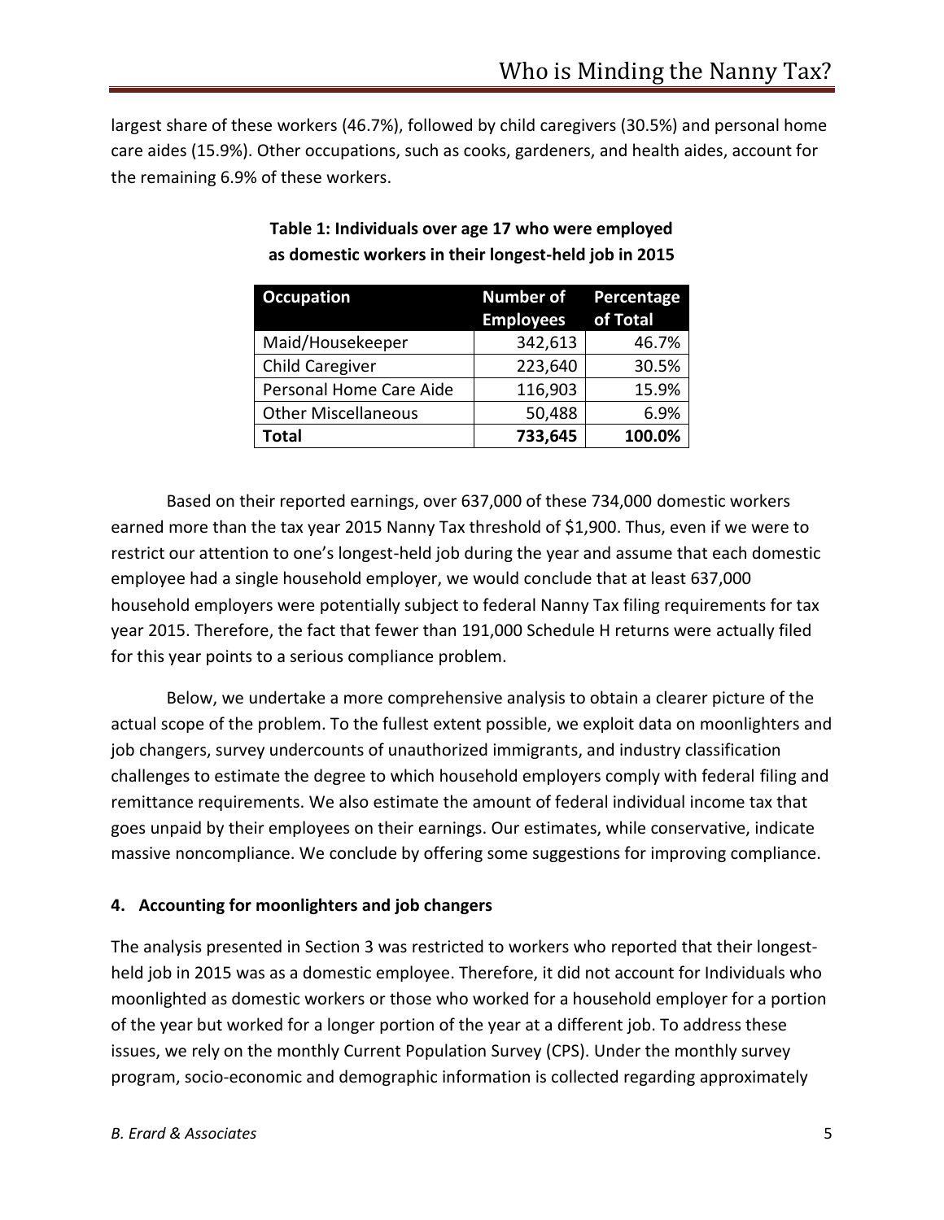largest share of these workers (46.7%), followed by child caregivers (30.5%) and personal home care aides (15.9%). Other occupations, such as cooks, gardeners, and health aides, account for the remaining 6.9% of these workers.

**Table 1: Individuals over age 17 who were employed as domestic workers in their longest-held job in 2015**

| Occupation | Number of Employees | Percentage of Total |
|---|---|---|
| Maid/Housekeeper | 342,613 | 46.7% |
| Child Caregiver | 223,640 | 30.5% |
| Personal Home Care Aide | 116,903 | 15.9% |
| Other Miscellaneous | 50,488 | 6.9% |
| **Total** | **733,645** | **100.0%** |

Based on their reported earnings, over 637,000 of these 734,000 domestic workers earned more than the tax year 2015 Nanny Tax threshold of $1,900. Thus, even if we were to restrict our attention to one's longest-held job during the year and assume that each domestic employee had a single household employer, we would conclude that at least 637,000 household employers were potentially subject to federal Nanny Tax filing requirements for tax year 2015. Therefore, the fact that fewer than 191,000 Schedule H returns were actually filed for this year points to a serious compliance problem.

Below, we undertake a more comprehensive analysis to obtain a clearer picture of the actual scope of the problem. To the fullest extent possible, we exploit data on moonlighters and job changers, survey undercounts of unauthorized immigrants, and industry classification challenges to estimate the degree to which household employers comply with federal filing and remittance requirements. We also estimate the amount of federal individual income tax that goes unpaid by their employees on their earnings. Our estimates, while conservative, indicate massive noncompliance. We conclude by offering some suggestions for improving compliance.

## 4. Accounting for moonlighters and job changers

The analysis presented in Section 3 was restricted to workers who reported that their longest-held job in 2015 was as a domestic employee. Therefore, it did not account for Individuals who moonlighted as domestic workers or those who worked for a household employer for a portion of the year but worked for a longer portion of the year at a different job. To address these issues, we rely on the monthly Current Population Survey (CPS). Under the monthly survey program, socio-economic and demographic information is collected regarding approximately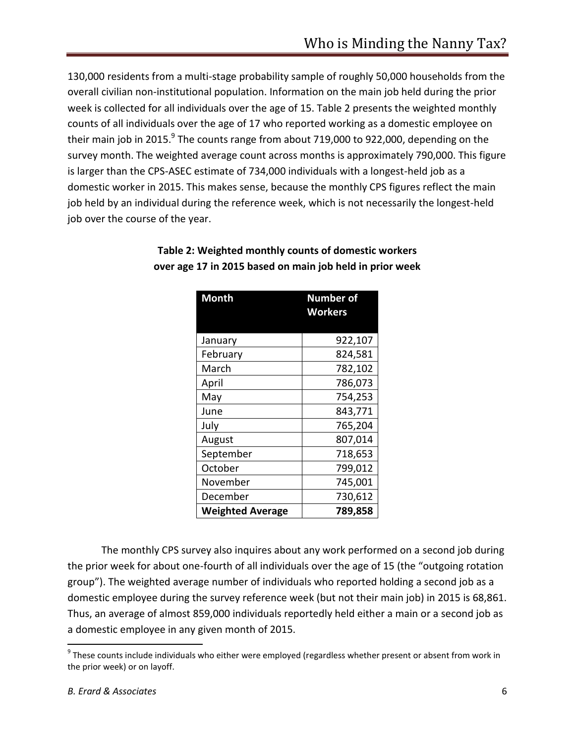130,000 residents from a multi-stage probability sample of roughly 50,000 households from the overall civilian non-institutional population. Information on the main job held during the prior week is collected for all individuals over the age of 15. Table 2 presents the weighted monthly counts of all individuals over the age of 17 who reported working as a domestic employee on their main job in 2015.[9] The counts range from about 719,000 to 922,000, depending on the survey month. The weighted average count across months is approximately 790,000. This figure is larger than the CPS-ASEC estimate of 734,000 individuals with a longest-held job as a domestic worker in 2015. This makes sense, because the monthly CPS figures reflect the main job held by an individual during the reference week, which is not necessarily the longest-held job over the course of the year.

**Table 2: Weighted monthly counts of domestic workers over age 17 in 2015 based on main job held in prior week**

| Month | Number of Workers |
|---|---:|
| January | 922,107 |
| February | 824,581 |
| March | 782,102 |
| April | 786,073 |
| May | 754,253 |
| June | 843,771 |
| July | 765,204 |
| August | 807,014 |
| September | 718,653 |
| October | 799,012 |
| November | 745,001 |
| December | 730,612 |
| **Weighted Average** | **789,858** |

The monthly CPS survey also inquires about any work performed on a second job during the prior week for about one-fourth of all individuals over the age of 15 (the "outgoing rotation group"). The weighted average number of individuals who reported holding a second job as a domestic employee during the survey reference week (but not their main job) in 2015 is 68,861. Thus, an average of almost 859,000 individuals reportedly held either a main or a second job as a domestic employee in any given month of 2015.

[9] These counts include individuals who either were employed (regardless whether present or absent from work in the prior week) or on layoff.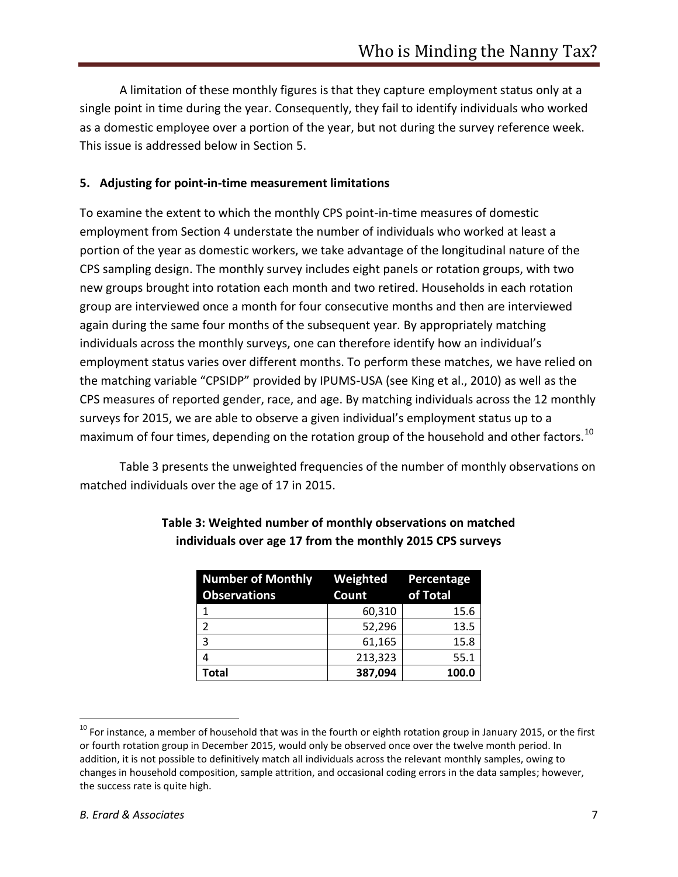A limitation of these monthly figures is that they capture employment status only at a single point in time during the year. Consequently, they fail to identify individuals who worked as a domestic employee over a portion of the year, but not during the survey reference week. This issue is addressed below in Section 5.

## 5. Adjusting for point-in-time measurement limitations

To examine the extent to which the monthly CPS point-in-time measures of domestic employment from Section 4 understate the number of individuals who worked at least a portion of the year as domestic workers, we take advantage of the longitudinal nature of the CPS sampling design. The monthly survey includes eight panels or rotation groups, with two new groups brought into rotation each month and two retired. Households in each rotation group are interviewed once a month for four consecutive months and then are interviewed again during the same four months of the subsequent year. By appropriately matching individuals across the monthly surveys, one can therefore identify how an individual's employment status varies over different months. To perform these matches, we have relied on the matching variable "CPSIDP" provided by IPUMS-USA (see King et al., 2010) as well as the CPS measures of reported gender, race, and age. By matching individuals across the 12 monthly surveys for 2015, we are able to observe a given individual's employment status up to a maximum of four times, depending on the rotation group of the household and other factors.[10]

Table 3 presents the unweighted frequencies of the number of monthly observations on matched individuals over the age of 17 in 2015.

**Table 3: Weighted number of monthly observations on matched individuals over age 17 from the monthly 2015 CPS surveys**

| Number of Monthly Observations | Weighted Count | Percentage of Total |
|---|---|---|
| 1 | 60,310 | 15.6 |
| 2 | 52,296 | 13.5 |
| 3 | 61,165 | 15.8 |
| 4 | 213,323 | 55.1 |
| **Total** | **387,094** | **100.0** |

[10] For instance, a member of household that was in the fourth or eighth rotation group in January 2015, or the first or fourth rotation group in December 2015, would only be observed once over the twelve month period. In addition, it is not possible to definitively match all individuals across the relevant monthly samples, owing to changes in household composition, sample attrition, and occasional coding errors in the data samples; however, the success rate is quite high.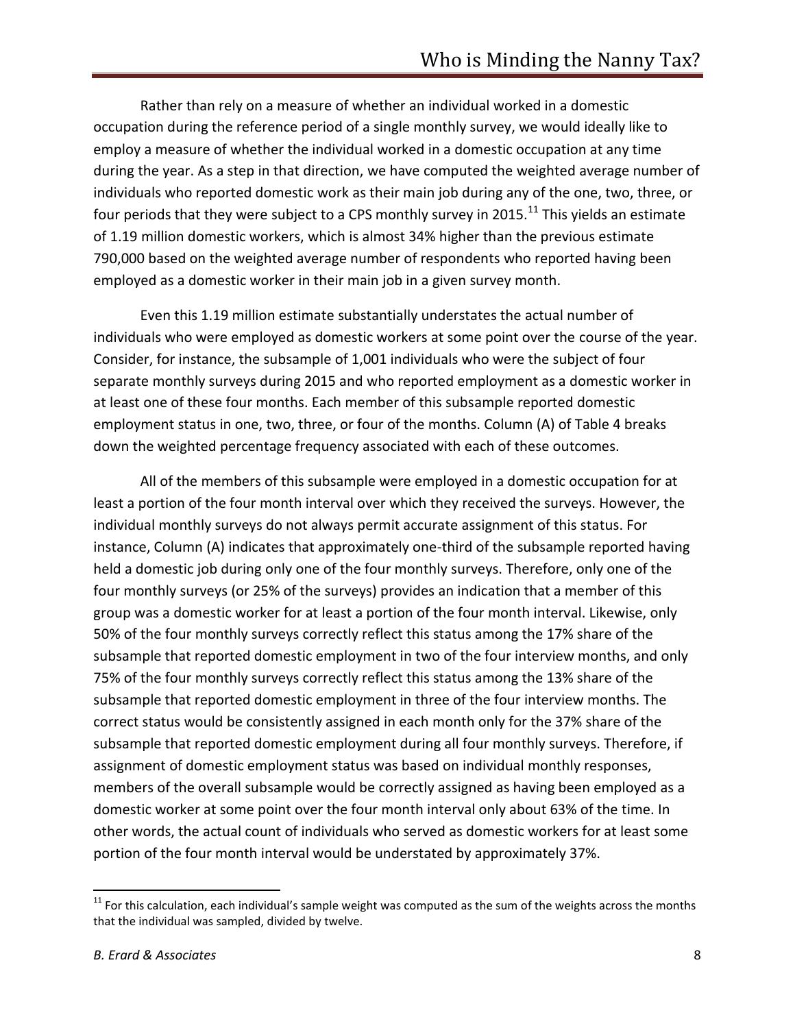Rather than rely on a measure of whether an individual worked in a domestic occupation during the reference period of a single monthly survey, we would ideally like to employ a measure of whether the individual worked in a domestic occupation at any time during the year. As a step in that direction, we have computed the weighted average number of individuals who reported domestic work as their main job during any of the one, two, three, or four periods that they were subject to a CPS monthly survey in 2015.[11] This yields an estimate of 1.19 million domestic workers, which is almost 34% higher than the previous estimate 790,000 based on the weighted average number of respondents who reported having been employed as a domestic worker in their main job in a given survey month.

Even this 1.19 million estimate substantially understates the actual number of individuals who were employed as domestic workers at some point over the course of the year. Consider, for instance, the subsample of 1,001 individuals who were the subject of four separate monthly surveys during 2015 and who reported employment as a domestic worker in at least one of these four months. Each member of this subsample reported domestic employment status in one, two, three, or four of the months. Column (A) of Table 4 breaks down the weighted percentage frequency associated with each of these outcomes.

All of the members of this subsample were employed in a domestic occupation for at least a portion of the four month interval over which they received the surveys. However, the individual monthly surveys do not always permit accurate assignment of this status. For instance, Column (A) indicates that approximately one-third of the subsample reported having held a domestic job during only one of the four monthly surveys. Therefore, only one of the four monthly surveys (or 25% of the surveys) provides an indication that a member of this group was a domestic worker for at least a portion of the four month interval. Likewise, only 50% of the four monthly surveys correctly reflect this status among the 17% share of the subsample that reported domestic employment in two of the four interview months, and only 75% of the four monthly surveys correctly reflect this status among the 13% share of the subsample that reported domestic employment in three of the four interview months. The correct status would be consistently assigned in each month only for the 37% share of the subsample that reported domestic employment during all four monthly surveys. Therefore, if assignment of domestic employment status was based on individual monthly responses, members of the overall subsample would be correctly assigned as having been employed as a domestic worker at some point over the four month interval only about 63% of the time. In other words, the actual count of individuals who served as domestic workers for at least some portion of the four month interval would be understated by approximately 37%.

---

[11] For this calculation, each individual's sample weight was computed as the sum of the weights across the months that the individual was sampled, divided by twelve.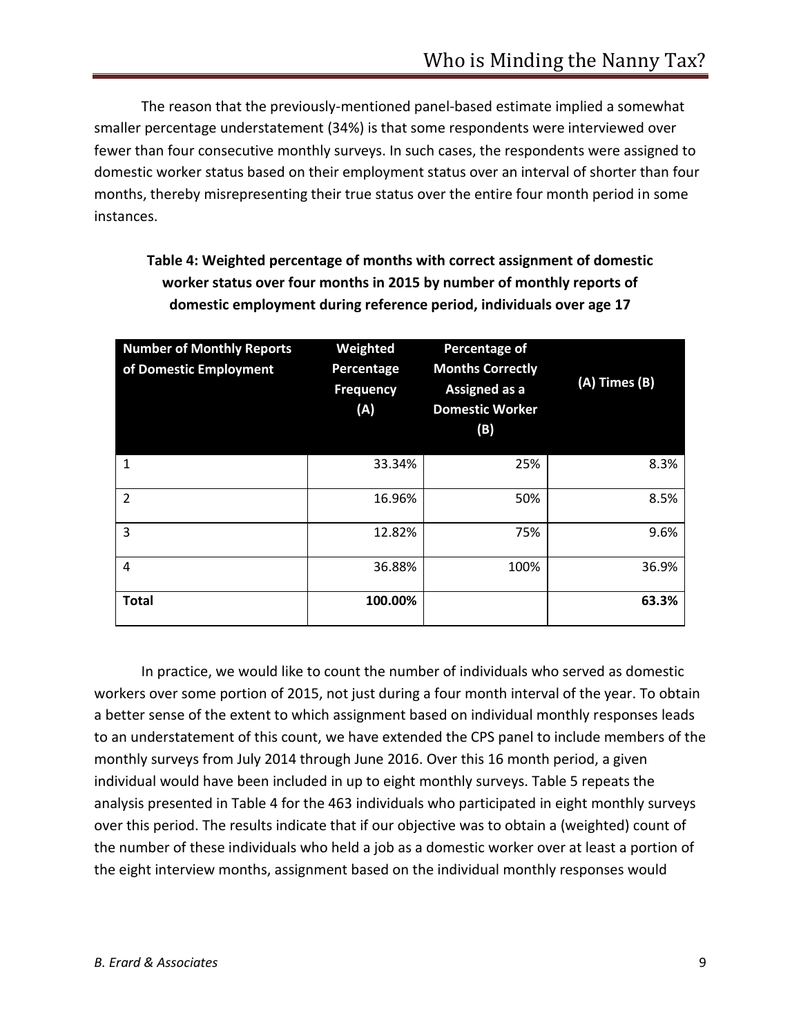The reason that the previously-mentioned panel-based estimate implied a somewhat smaller percentage understatement (34%) is that some respondents were interviewed over fewer than four consecutive monthly surveys. In such cases, the respondents were assigned to domestic worker status based on their employment status over an interval of shorter than four months, thereby misrepresenting their true status over the entire four month period in some instances.

**Table 4: Weighted percentage of months with correct assignment of domestic worker status over four months in 2015 by number of monthly reports of domestic employment during reference period, individuals over age 17**

| Number of Monthly Reports of Domestic Employment | Weighted Percentage Frequency (A) | Percentage of Months Correctly Assigned as a Domestic Worker (B) | (A) Times (B) |
|---|---:|---:|---:|
| 1 | 33.34% | 25% | 8.3% |
| 2 | 16.96% | 50% | 8.5% |
| 3 | 12.82% | 75% | 9.6% |
| 4 | 36.88% | 100% | 36.9% |
| **Total** | **100.00%** | | **63.3%** |

In practice, we would like to count the number of individuals who served as domestic workers over some portion of 2015, not just during a four month interval of the year. To obtain a better sense of the extent to which assignment based on individual monthly responses leads to an understatement of this count, we have extended the CPS panel to include members of the monthly surveys from July 2014 through June 2016. Over this 16 month period, a given individual would have been included in up to eight monthly surveys. Table 5 repeats the analysis presented in Table 4 for the 463 individuals who participated in eight monthly surveys over this period. The results indicate that if our objective was to obtain a (weighted) count of the number of these individuals who held a job as a domestic worker over at least a portion of the eight interview months, assignment based on the individual monthly responses would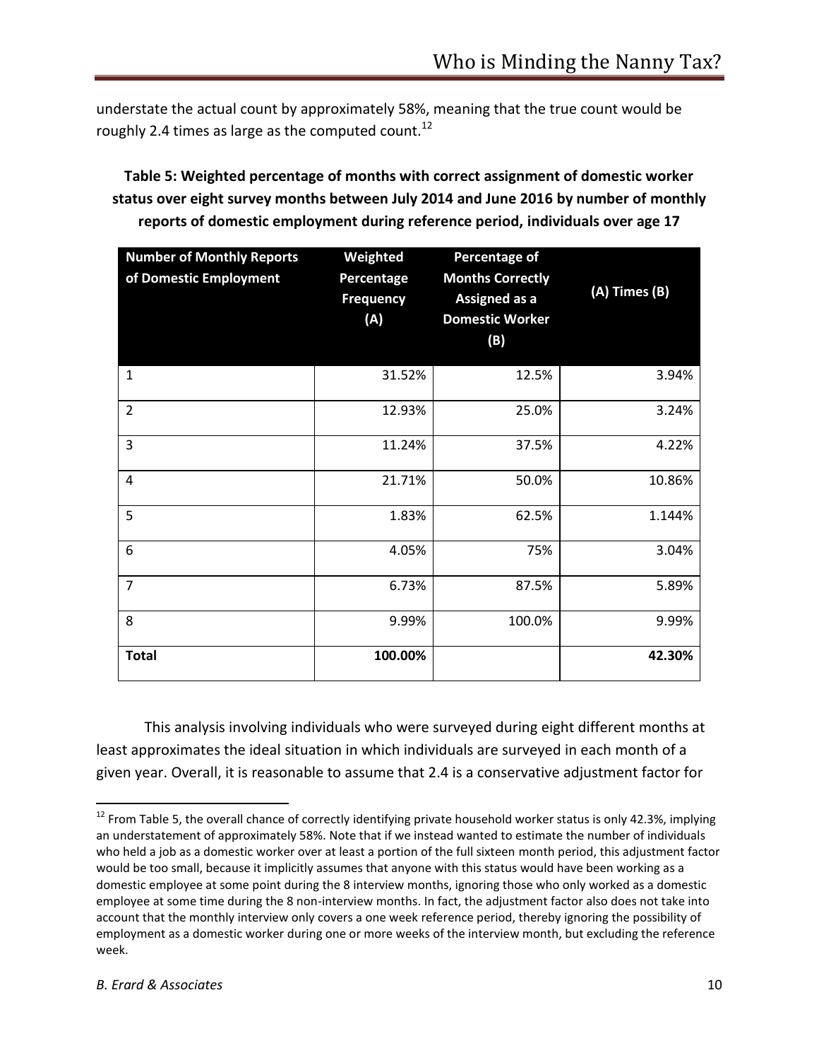understate the actual count by approximately 58%, meaning that the true count would be roughly 2.4 times as large as the computed count.[12]

**Table 5: Weighted percentage of months with correct assignment of domestic worker status over eight survey months between July 2014 and June 2016 by number of monthly reports of domestic employment during reference period, individuals over age 17**

| Number of Monthly Reports of Domestic Employment | Weighted Percentage Frequency (A) | Percentage of Months Correctly Assigned as a Domestic Worker (B) | (A) Times (B) |
|---|---|---|---|
| 1 | 31.52% | 12.5% | 3.94% |
| 2 | 12.93% | 25.0% | 3.24% |
| 3 | 11.24% | 37.5% | 4.22% |
| 4 | 21.71% | 50.0% | 10.86% |
| 5 | 1.83% | 62.5% | 1.144% |
| 6 | 4.05% | 75% | 3.04% |
| 7 | 6.73% | 87.5% | 5.89% |
| 8 | 9.99% | 100.0% | 9.99% |
| **Total** | **100.00%** | | **42.30%** |

This analysis involving individuals who were surveyed during eight different months at least approximates the ideal situation in which individuals are surveyed in each month of a given year. Overall, it is reasonable to assume that 2.4 is a conservative adjustment factor for

[12] From Table 5, the overall chance of correctly identifying private household worker status is only 42.3%, implying an understatement of approximately 58%. Note that if we instead wanted to estimate the number of individuals who held a job as a domestic worker over at least a portion of the full sixteen month period, this adjustment factor would be too small, because it implicitly assumes that anyone with this status would have been working as a domestic employee at some point during the 8 interview months, ignoring those who only worked as a domestic employee at some time during the 8 non-interview months. In fact, the adjustment factor also does not take into account that the monthly interview only covers a one week reference period, thereby ignoring the possibility of employment as a domestic worker during one or more weeks of the interview month, but excluding the reference week.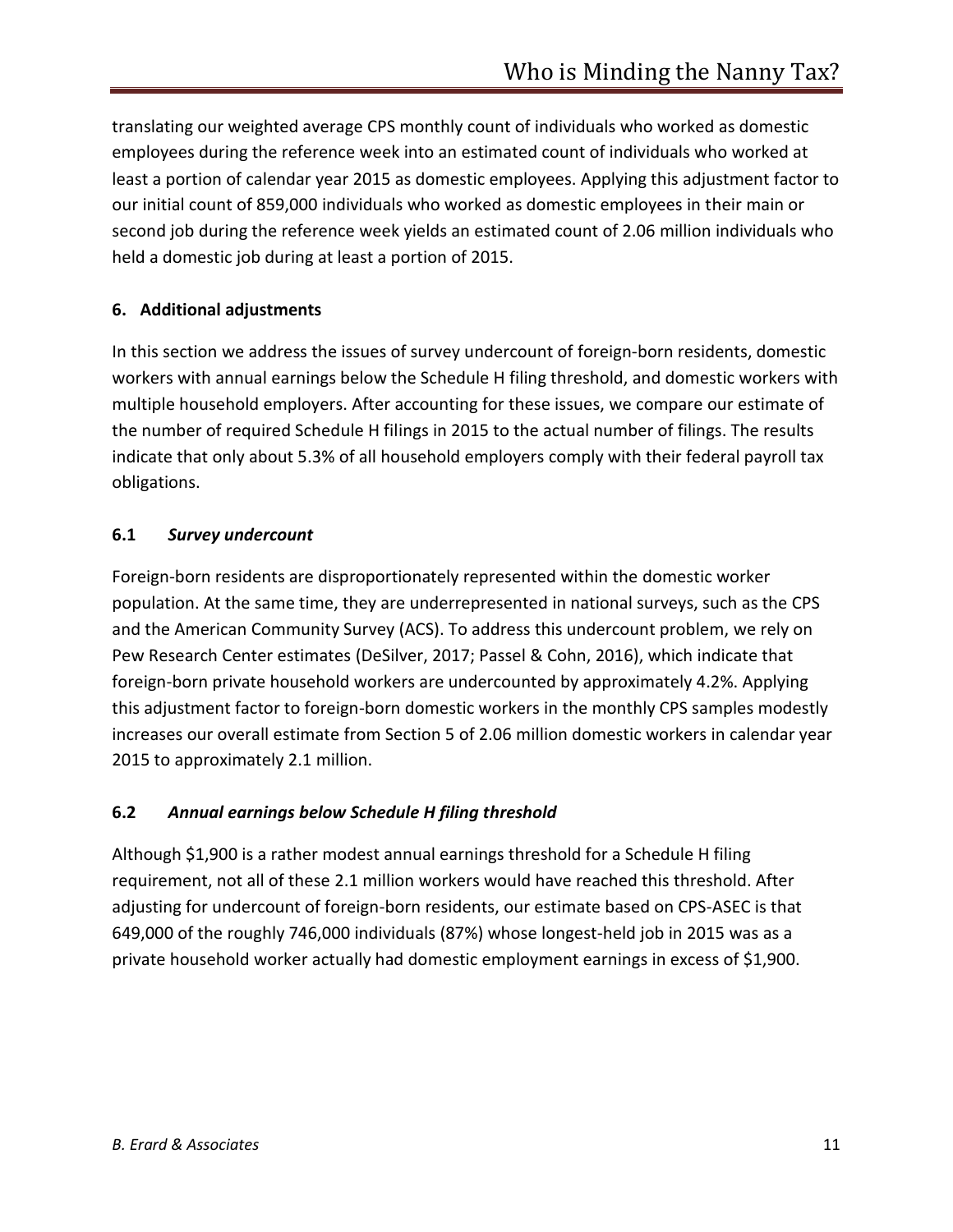translating our weighted average CPS monthly count of individuals who worked as domestic employees during the reference week into an estimated count of individuals who worked at least a portion of calendar year 2015 as domestic employees. Applying this adjustment factor to our initial count of 859,000 individuals who worked as domestic employees in their main or second job during the reference week yields an estimated count of 2.06 million individuals who held a domestic job during at least a portion of 2015.

## 6. Additional adjustments

In this section we address the issues of survey undercount of foreign-born residents, domestic workers with annual earnings below the Schedule H filing threshold, and domestic workers with multiple household employers. After accounting for these issues, we compare our estimate of the number of required Schedule H filings in 2015 to the actual number of filings. The results indicate that only about 5.3% of all household employers comply with their federal payroll tax obligations.

### 6.1 *Survey undercount*

Foreign-born residents are disproportionately represented within the domestic worker population. At the same time, they are underrepresented in national surveys, such as the CPS and the American Community Survey (ACS). To address this undercount problem, we rely on Pew Research Center estimates (DeSilver, 2017; Passel & Cohn, 2016), which indicate that foreign-born private household workers are undercounted by approximately 4.2%. Applying this adjustment factor to foreign-born domestic workers in the monthly CPS samples modestly increases our overall estimate from Section 5 of 2.06 million domestic workers in calendar year 2015 to approximately 2.1 million.

### 6.2 *Annual earnings below Schedule H filing threshold*

Although $1,900 is a rather modest annual earnings threshold for a Schedule H filing requirement, not all of these 2.1 million workers would have reached this threshold. After adjusting for undercount of foreign-born residents, our estimate based on CPS-ASEC is that 649,000 of the roughly 746,000 individuals (87%) whose longest-held job in 2015 was as a private household worker actually had domestic employment earnings in excess of $1,900.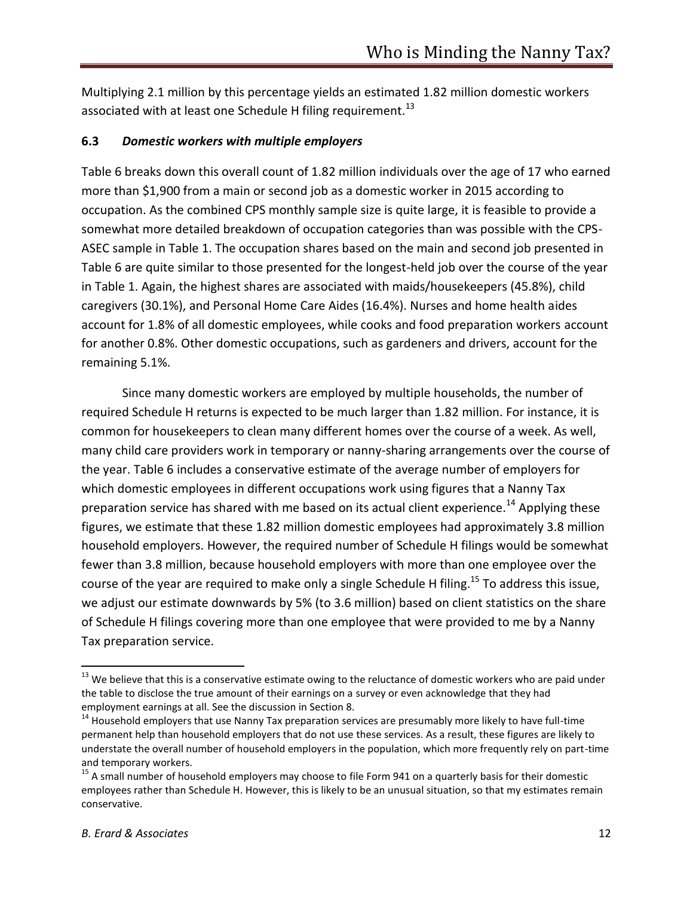Multiplying 2.1 million by this percentage yields an estimated 1.82 million domestic workers associated with at least one Schedule H filing requirement.[13]

### 6.3 *Domestic workers with multiple employers*

Table 6 breaks down this overall count of 1.82 million individuals over the age of 17 who earned more than $1,900 from a main or second job as a domestic worker in 2015 according to occupation. As the combined CPS monthly sample size is quite large, it is feasible to provide a somewhat more detailed breakdown of occupation categories than was possible with the CPS-ASEC sample in Table 1. The occupation shares based on the main and second job presented in Table 6 are quite similar to those presented for the longest-held job over the course of the year in Table 1. Again, the highest shares are associated with maids/housekeepers (45.8%), child caregivers (30.1%), and Personal Home Care Aides (16.4%). Nurses and home health aides account for 1.8% of all domestic employees, while cooks and food preparation workers account for another 0.8%. Other domestic occupations, such as gardeners and drivers, account for the remaining 5.1%.

Since many domestic workers are employed by multiple households, the number of required Schedule H returns is expected to be much larger than 1.82 million. For instance, it is common for housekeepers to clean many different homes over the course of a week. As well, many child care providers work in temporary or nanny-sharing arrangements over the course of the year. Table 6 includes a conservative estimate of the average number of employers for which domestic employees in different occupations work using figures that a Nanny Tax preparation service has shared with me based on its actual client experience.[14] Applying these figures, we estimate that these 1.82 million domestic employees had approximately 3.8 million household employers. However, the required number of Schedule H filings would be somewhat fewer than 3.8 million, because household employers with more than one employee over the course of the year are required to make only a single Schedule H filing.[15] To address this issue, we adjust our estimate downwards by 5% (to 3.6 million) based on client statistics on the share of Schedule H filings covering more than one employee that were provided to me by a Nanny Tax preparation service.

---

[13] We believe that this is a conservative estimate owing to the reluctance of domestic workers who are paid under the table to disclose the true amount of their earnings on a survey or even acknowledge that they had employment earnings at all. See the discussion in Section 8.

[14] Household employers that use Nanny Tax preparation services are presumably more likely to have full-time permanent help than household employers that do not use these services. As a result, these figures are likely to understate the overall number of household employers in the population, which more frequently rely on part-time and temporary workers.

[15] A small number of household employers may choose to file Form 941 on a quarterly basis for their domestic employees rather than Schedule H. However, this is likely to be an unusual situation, so that my estimates remain conservative.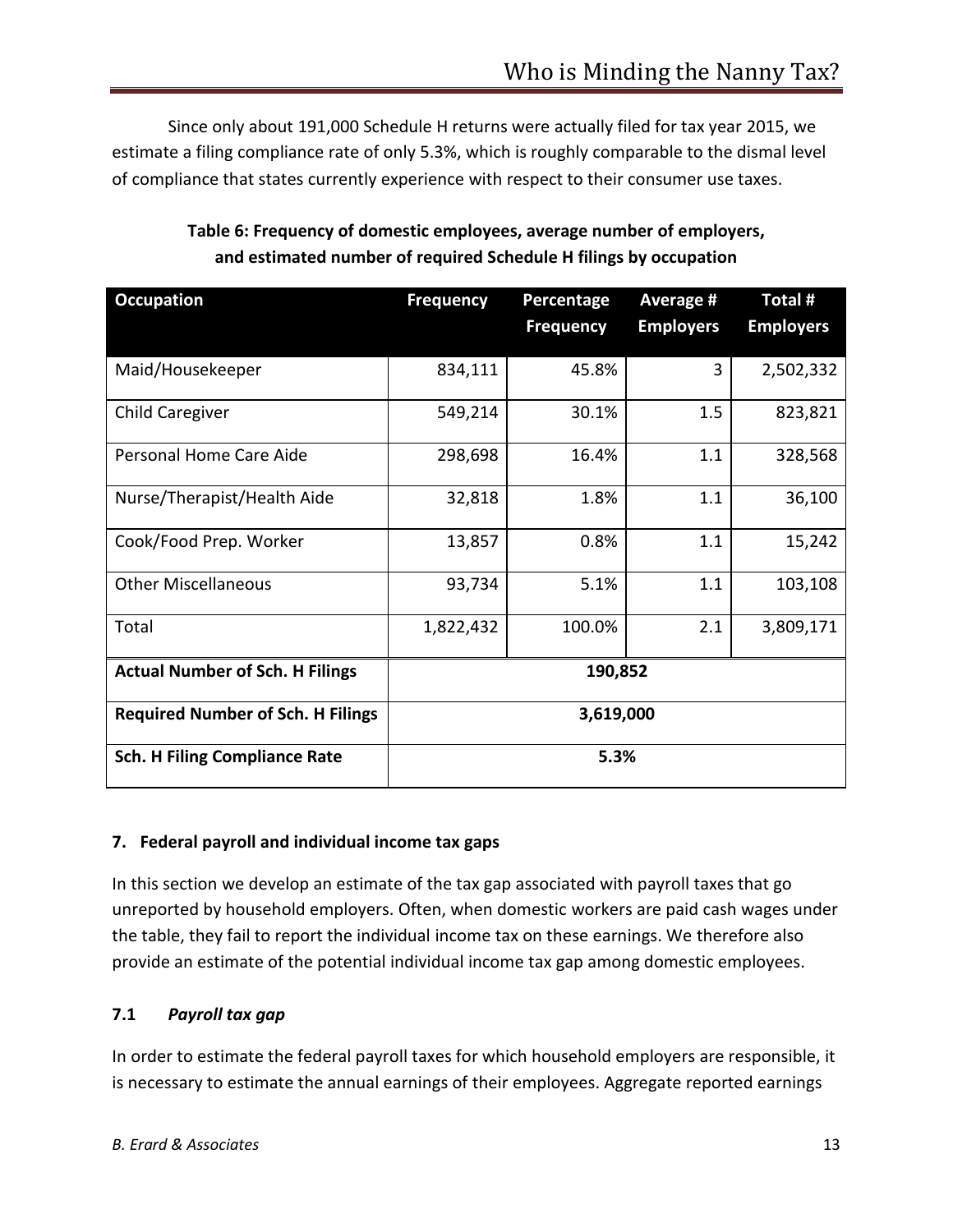Since only about 191,000 Schedule H returns were actually filed for tax year 2015, we estimate a filing compliance rate of only 5.3%, which is roughly comparable to the dismal level of compliance that states currently experience with respect to their consumer use taxes.

**Table 6: Frequency of domestic employees, average number of employers, and estimated number of required Schedule H filings by occupation**

| Occupation | Frequency | Percentage Frequency | Average # Employers | Total # Employers |
|---|---|---|---|---|
| Maid/Housekeeper | 834,111 | 45.8% | 3 | 2,502,332 |
| Child Caregiver | 549,214 | 30.1% | 1.5 | 823,821 |
| Personal Home Care Aide | 298,698 | 16.4% | 1.1 | 328,568 |
| Nurse/Therapist/Health Aide | 32,818 | 1.8% | 1.1 | 36,100 |
| Cook/Food Prep. Worker | 13,857 | 0.8% | 1.1 | 15,242 |
| Other Miscellaneous | 93,734 | 5.1% | 1.1 | 103,108 |
| Total | 1,822,432 | 100.0% | 2.1 | 3,809,171 |
| **Actual Number of Sch. H Filings** | 190,852 | | | |
| **Required Number of Sch. H Filings** | 3,619,000 | | | |
| **Sch. H Filing Compliance Rate** | 5.3% | | | |

## 7. Federal payroll and individual income tax gaps

In this section we develop an estimate of the tax gap associated with payroll taxes that go unreported by household employers. Often, when domestic workers are paid cash wages under the table, they fail to report the individual income tax on these earnings. We therefore also provide an estimate of the potential individual income tax gap among domestic employees.

### 7.1 *Payroll tax gap*

In order to estimate the federal payroll taxes for which household employers are responsible, it is necessary to estimate the annual earnings of their employees. Aggregate reported earnings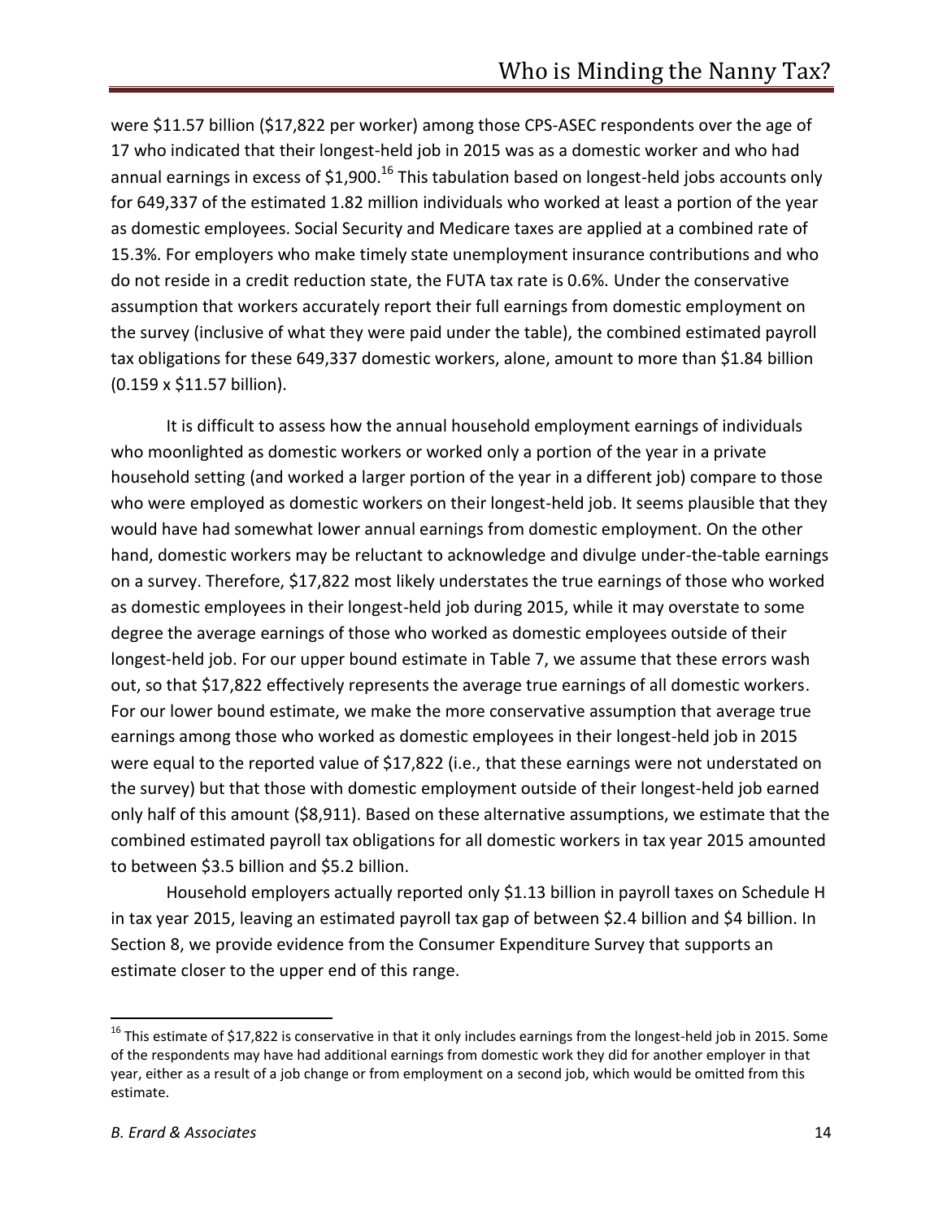were $11.57 billion ($17,822 per worker) among those CPS-ASEC respondents over the age of 17 who indicated that their longest-held job in 2015 was as a domestic worker and who had annual earnings in excess of $1,900.[16] This tabulation based on longest-held jobs accounts only for 649,337 of the estimated 1.82 million individuals who worked at least a portion of the year as domestic employees. Social Security and Medicare taxes are applied at a combined rate of 15.3%. For employers who make timely state unemployment insurance contributions and who do not reside in a credit reduction state, the FUTA tax rate is 0.6%. Under the conservative assumption that workers accurately report their full earnings from domestic employment on the survey (inclusive of what they were paid under the table), the combined estimated payroll tax obligations for these 649,337 domestic workers, alone, amount to more than $1.84 billion (0.159 x $11.57 billion).

It is difficult to assess how the annual household employment earnings of individuals who moonlighted as domestic workers or worked only a portion of the year in a private household setting (and worked a larger portion of the year in a different job) compare to those who were employed as domestic workers on their longest-held job. It seems plausible that they would have had somewhat lower annual earnings from domestic employment. On the other hand, domestic workers may be reluctant to acknowledge and divulge under-the-table earnings on a survey. Therefore, $17,822 most likely understates the true earnings of those who worked as domestic employees in their longest-held job during 2015, while it may overstate to some degree the average earnings of those who worked as domestic employees outside of their longest-held job. For our upper bound estimate in Table 7, we assume that these errors wash out, so that $17,822 effectively represents the average true earnings of all domestic workers. For our lower bound estimate, we make the more conservative assumption that average true earnings among those who worked as domestic employees in their longest-held job in 2015 were equal to the reported value of $17,822 (i.e., that these earnings were not understated on the survey) but that those with domestic employment outside of their longest-held job earned only half of this amount ($8,911). Based on these alternative assumptions, we estimate that the combined estimated payroll tax obligations for all domestic workers in tax year 2015 amounted to between $3.5 billion and $5.2 billion.

Household employers actually reported only $1.13 billion in payroll taxes on Schedule H in tax year 2015, leaving an estimated payroll tax gap of between $2.4 billion and $4 billion. In Section 8, we provide evidence from the Consumer Expenditure Survey that supports an estimate closer to the upper end of this range.

---

[16] This estimate of $17,822 is conservative in that it only includes earnings from the longest-held job in 2015. Some of the respondents may have had additional earnings from domestic work they did for another employer in that year, either as a result of a job change or from employment on a second job, which would be omitted from this estimate.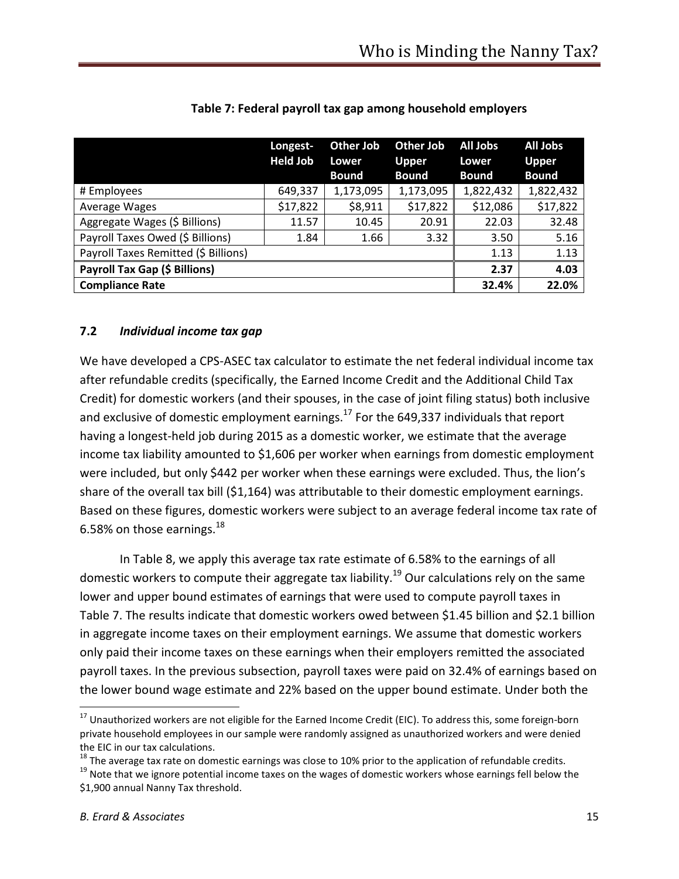**Table 7: Federal payroll tax gap among household employers**

| | Longest-Held Job | Other Job Lower Bound | Other Job Upper Bound | All Jobs Lower Bound | All Jobs Upper Bound |
|---|---|---|---|---|---|
| # Employees | 649,337 | 1,173,095 | 1,173,095 | 1,822,432 | 1,822,432 |
| Average Wages | $17,822 | $8,911 | $17,822 | $12,086 | $17,822 |
| Aggregate Wages ($ Billions) | 11.57 | 10.45 | 20.91 | 22.03 | 32.48 |
| Payroll Taxes Owed ($ Billions) | 1.84 | 1.66 | 3.32 | 3.50 | 5.16 |
| Payroll Taxes Remitted ($ Billions) | | | | 1.13 | 1.13 |
| **Payroll Tax Gap ($ Billions)** | | | | **2.37** | **4.03** |
| **Compliance Rate** | | | | **32.4%** | **22.0%** |

### 7.2 *Individual income tax gap*

We have developed a CPS-ASEC tax calculator to estimate the net federal individual income tax after refundable credits (specifically, the Earned Income Credit and the Additional Child Tax Credit) for domestic workers (and their spouses, in the case of joint filing status) both inclusive and exclusive of domestic employment earnings.[17] For the 649,337 individuals that report having a longest-held job during 2015 as a domestic worker, we estimate that the average income tax liability amounted to $1,606 per worker when earnings from domestic employment were included, but only $442 per worker when these earnings were excluded. Thus, the lion's share of the overall tax bill ($1,164) was attributable to their domestic employment earnings. Based on these figures, domestic workers were subject to an average federal income tax rate of 6.58% on those earnings.[18]

In Table 8, we apply this average tax rate estimate of 6.58% to the earnings of all domestic workers to compute their aggregate tax liability.[19] Our calculations rely on the same lower and upper bound estimates of earnings that were used to compute payroll taxes in Table 7. The results indicate that domestic workers owed between $1.45 billion and $2.1 billion in aggregate income taxes on their employment earnings. We assume that domestic workers only paid their income taxes on these earnings when their employers remitted the associated payroll taxes. In the previous subsection, payroll taxes were paid on 32.4% of earnings based on the lower bound wage estimate and 22% based on the upper bound estimate. Under both the

[17] Unauthorized workers are not eligible for the Earned Income Credit (EIC). To address this, some foreign-born private household employees in our sample were randomly assigned as unauthorized workers and were denied the EIC in our tax calculations.

[18] The average tax rate on domestic earnings was close to 10% prior to the application of refundable credits.

[19] Note that we ignore potential income taxes on the wages of domestic workers whose earnings fell below the $1,900 annual Nanny Tax threshold.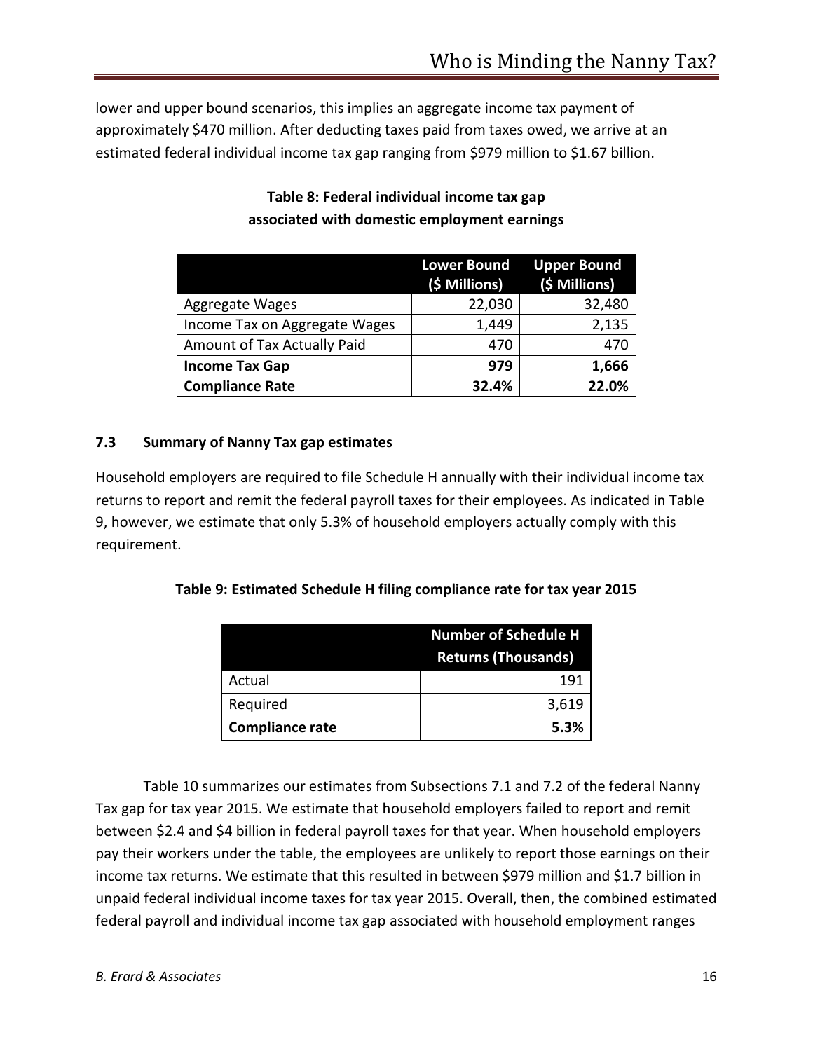lower and upper bound scenarios, this implies an aggregate income tax payment of approximately $470 million. After deducting taxes paid from taxes owed, we arrive at an estimated federal individual income tax gap ranging from $979 million to $1.67 billion.

**Table 8: Federal individual income tax gap associated with domestic employment earnings**

| | Lower Bound ($ Millions) | Upper Bound ($ Millions) |
|---|---|---|
| Aggregate Wages | 22,030 | 32,480 |
| Income Tax on Aggregate Wages | 1,449 | 2,135 |
| Amount of Tax Actually Paid | 470 | 470 |
| **Income Tax Gap** | **979** | **1,666** |
| **Compliance Rate** | **32.4%** | **22.0%** |

### 7.3 Summary of Nanny Tax gap estimates

Household employers are required to file Schedule H annually with their individual income tax returns to report and remit the federal payroll taxes for their employees. As indicated in Table 9, however, we estimate that only 5.3% of household employers actually comply with this requirement.

**Table 9: Estimated Schedule H filing compliance rate for tax year 2015**

| | Number of Schedule H Returns (Thousands) |
|---|---|
| Actual | 191 |
| Required | 3,619 |
| **Compliance rate** | **5.3%** |

Table 10 summarizes our estimates from Subsections 7.1 and 7.2 of the federal Nanny Tax gap for tax year 2015. We estimate that household employers failed to report and remit between $2.4 and $4 billion in federal payroll taxes for that year. When household employers pay their workers under the table, the employees are unlikely to report those earnings on their income tax returns. We estimate that this resulted in between $979 million and $1.7 billion in unpaid federal individual income taxes for tax year 2015. Overall, then, the combined estimated federal payroll and individual income tax gap associated with household employment ranges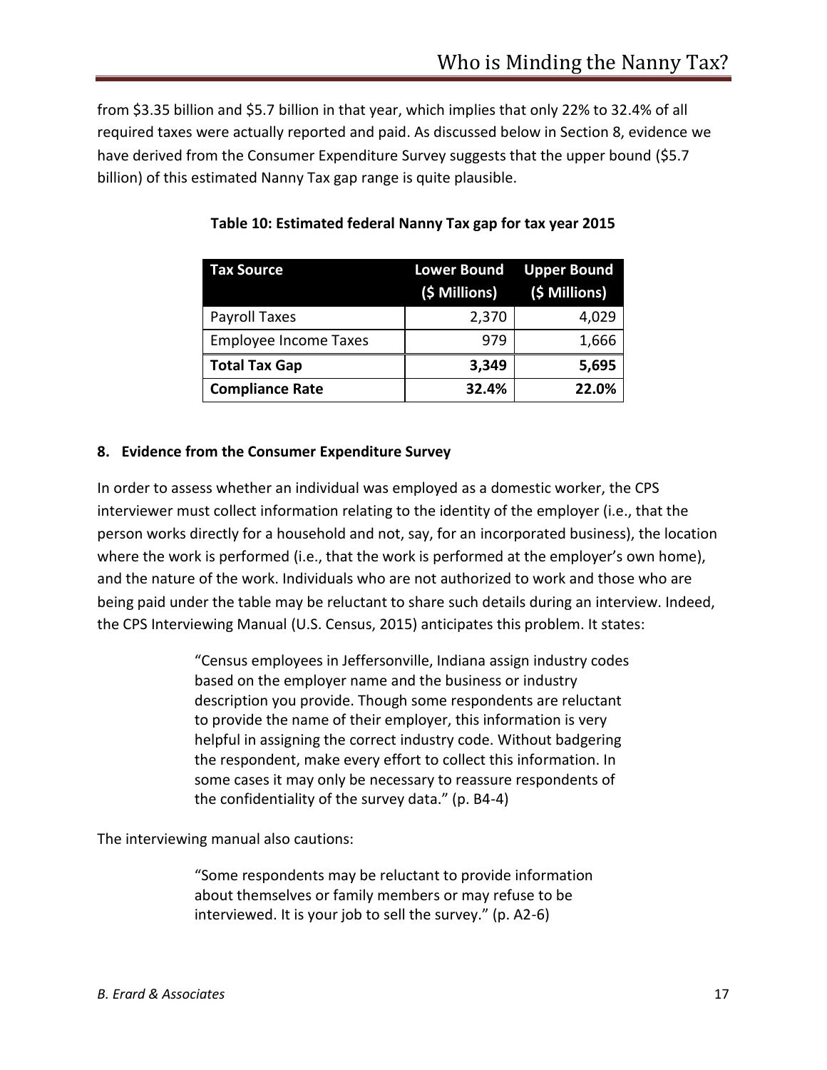from $3.35 billion and $5.7 billion in that year, which implies that only 22% to 32.4% of all required taxes were actually reported and paid. As discussed below in Section 8, evidence we have derived from the Consumer Expenditure Survey suggests that the upper bound ($5.7 billion) of this estimated Nanny Tax gap range is quite plausible.

**Table 10: Estimated federal Nanny Tax gap for tax year 2015**

| Tax Source | Lower Bound ($ Millions) | Upper Bound ($ Millions) |
|---|---|---|
| Payroll Taxes | 2,370 | 4,029 |
| Employee Income Taxes | 979 | 1,666 |
| **Total Tax Gap** | **3,349** | **5,695** |
| **Compliance Rate** | **32.4%** | **22.0%** |

## 8. Evidence from the Consumer Expenditure Survey

In order to assess whether an individual was employed as a domestic worker, the CPS interviewer must collect information relating to the identity of the employer (i.e., that the person works directly for a household and not, say, for an incorporated business), the location where the work is performed (i.e., that the work is performed at the employer's own home), and the nature of the work. Individuals who are not authorized to work and those who are being paid under the table may be reluctant to share such details during an interview. Indeed, the CPS Interviewing Manual (U.S. Census, 2015) anticipates this problem. It states:

> "Census employees in Jeffersonville, Indiana assign industry codes based on the employer name and the business or industry description you provide. Though some respondents are reluctant to provide the name of their employer, this information is very helpful in assigning the correct industry code. Without badgering the respondent, make every effort to collect this information. In some cases it may only be necessary to reassure respondents of the confidentiality of the survey data." (p. B4-4)

The interviewing manual also cautions:

> "Some respondents may be reluctant to provide information about themselves or family members or may refuse to be interviewed. It is your job to sell the survey." (p. A2-6)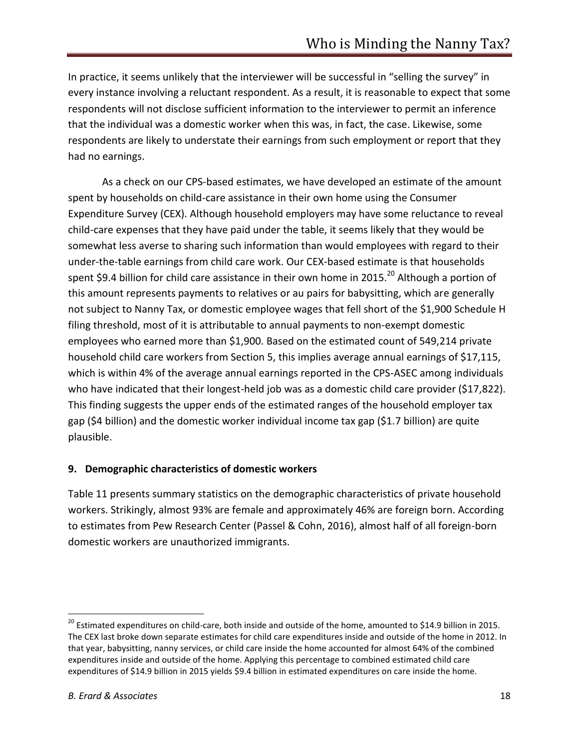In practice, it seems unlikely that the interviewer will be successful in "selling the survey" in every instance involving a reluctant respondent. As a result, it is reasonable to expect that some respondents will not disclose sufficient information to the interviewer to permit an inference that the individual was a domestic worker when this was, in fact, the case. Likewise, some respondents are likely to understate their earnings from such employment or report that they had no earnings.

As a check on our CPS-based estimates, we have developed an estimate of the amount spent by households on child-care assistance in their own home using the Consumer Expenditure Survey (CEX). Although household employers may have some reluctance to reveal child-care expenses that they have paid under the table, it seems likely that they would be somewhat less averse to sharing such information than would employees with regard to their under-the-table earnings from child care work. Our CEX-based estimate is that households spent $9.4 billion for child care assistance in their own home in 2015.[20] Although a portion of this amount represents payments to relatives or au pairs for babysitting, which are generally not subject to Nanny Tax, or domestic employee wages that fell short of the $1,900 Schedule H filing threshold, most of it is attributable to annual payments to non-exempt domestic employees who earned more than $1,900. Based on the estimated count of 549,214 private household child care workers from Section 5, this implies average annual earnings of $17,115, which is within 4% of the average annual earnings reported in the CPS-ASEC among individuals who have indicated that their longest-held job was as a domestic child care provider ($17,822). This finding suggests the upper ends of the estimated ranges of the household employer tax gap ($4 billion) and the domestic worker individual income tax gap ($1.7 billion) are quite plausible.

## 9. Demographic characteristics of domestic workers

Table 11 presents summary statistics on the demographic characteristics of private household workers. Strikingly, almost 93% are female and approximately 46% are foreign born. According to estimates from Pew Research Center (Passel & Cohn, 2016), almost half of all foreign-born domestic workers are unauthorized immigrants.

---

[20] Estimated expenditures on child-care, both inside and outside of the home, amounted to $14.9 billion in 2015. The CEX last broke down separate estimates for child care expenditures inside and outside of the home in 2012. In that year, babysitting, nanny services, or child care inside the home accounted for almost 64% of the combined expenditures inside and outside of the home. Applying this percentage to combined estimated child care expenditures of $14.9 billion in 2015 yields $9.4 billion in estimated expenditures on care inside the home.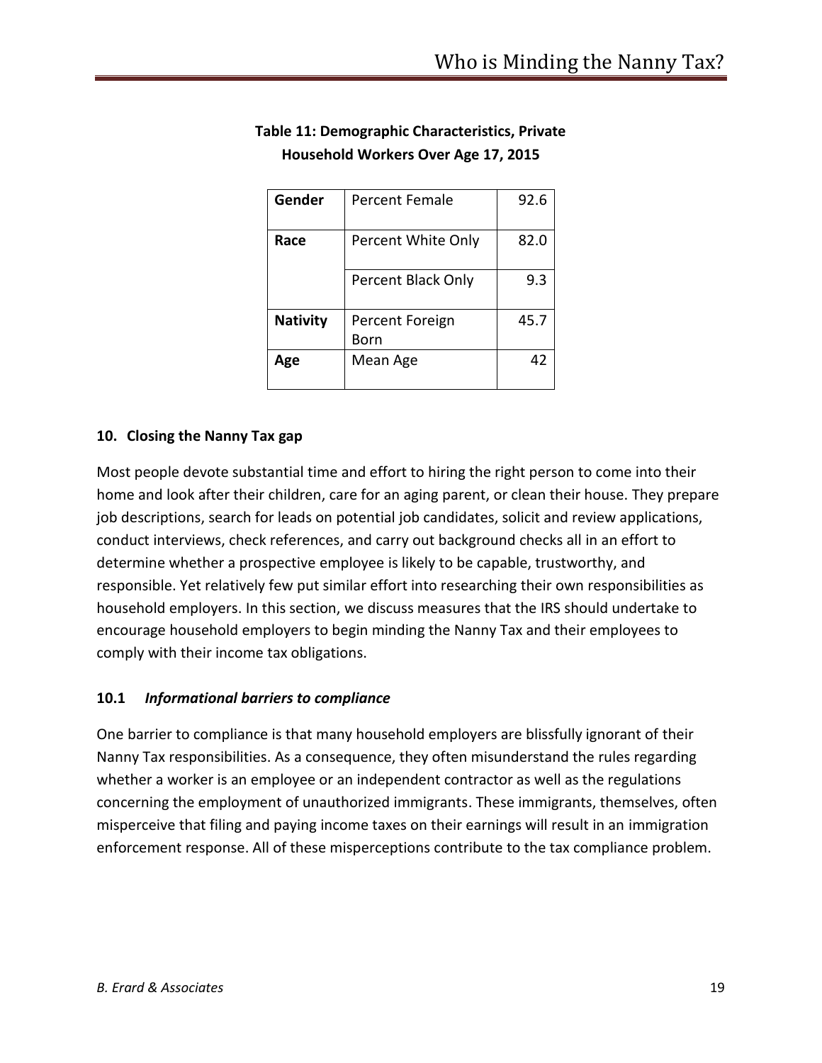**Table 11: Demographic Characteristics, Private Household Workers Over Age 17, 2015**

| | | |
|---|---|---|
| **Gender** | Percent Female | 92.6 |
| **Race** | Percent White Only | 82.0 |
| | Percent Black Only | 9.3 |
| **Nativity** | Percent Foreign Born | 45.7 |
| **Age** | Mean Age | 42 |

## 10. Closing the Nanny Tax gap

Most people devote substantial time and effort to hiring the right person to come into their home and look after their children, care for an aging parent, or clean their house. They prepare job descriptions, search for leads on potential job candidates, solicit and review applications, conduct interviews, check references, and carry out background checks all in an effort to determine whether a prospective employee is likely to be capable, trustworthy, and responsible. Yet relatively few put similar effort into researching their own responsibilities as household employers. In this section, we discuss measures that the IRS should undertake to encourage household employers to begin minding the Nanny Tax and their employees to comply with their income tax obligations.

### 10.1 *Informational barriers to compliance*

One barrier to compliance is that many household employers are blissfully ignorant of their Nanny Tax responsibilities. As a consequence, they often misunderstand the rules regarding whether a worker is an employee or an independent contractor as well as the regulations concerning the employment of unauthorized immigrants. These immigrants, themselves, often misperceive that filing and paying income taxes on their earnings will result in an immigration enforcement response. All of these misperceptions contribute to the tax compliance problem.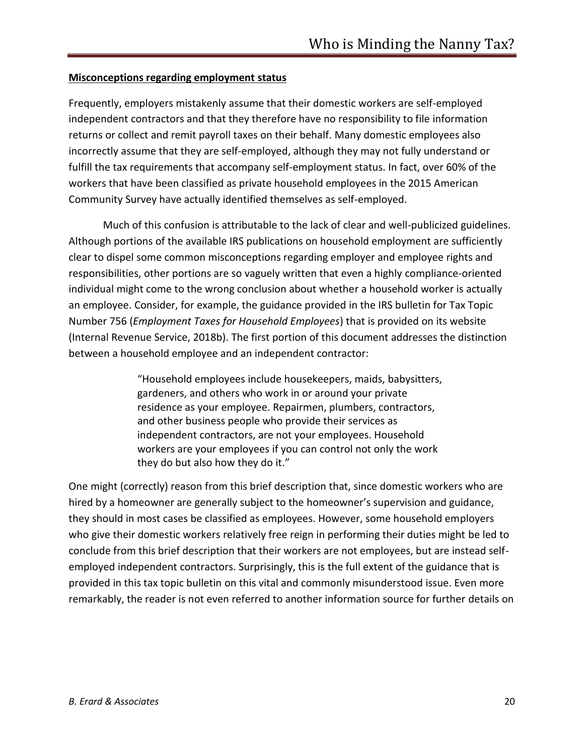**Misconceptions regarding employment status**

Frequently, employers mistakenly assume that their domestic workers are self-employed independent contractors and that they therefore have no responsibility to file information returns or collect and remit payroll taxes on their behalf. Many domestic employees also incorrectly assume that they are self-employed, although they may not fully understand or fulfill the tax requirements that accompany self-employment status. In fact, over 60% of the workers that have been classified as private household employees in the 2015 American Community Survey have actually identified themselves as self-employed.

Much of this confusion is attributable to the lack of clear and well-publicized guidelines. Although portions of the available IRS publications on household employment are sufficiently clear to dispel some common misconceptions regarding employer and employee rights and responsibilities, other portions are so vaguely written that even a highly compliance-oriented individual might come to the wrong conclusion about whether a household worker is actually an employee. Consider, for example, the guidance provided in the IRS bulletin for Tax Topic Number 756 (*Employment Taxes for Household Employees*) that is provided on its website (Internal Revenue Service, 2018b). The first portion of this document addresses the distinction between a household employee and an independent contractor:

> "Household employees include housekeepers, maids, babysitters, gardeners, and others who work in or around your private residence as your employee. Repairmen, plumbers, contractors, and other business people who provide their services as independent contractors, are not your employees. Household workers are your employees if you can control not only the work they do but also how they do it."

One might (correctly) reason from this brief description that, since domestic workers who are hired by a homeowner are generally subject to the homeowner's supervision and guidance, they should in most cases be classified as employees. However, some household employers who give their domestic workers relatively free reign in performing their duties might be led to conclude from this brief description that their workers are not employees, but are instead self-employed independent contractors. Surprisingly, this is the full extent of the guidance that is provided in this tax topic bulletin on this vital and commonly misunderstood issue. Even more remarkably, the reader is not even referred to another information source for further details on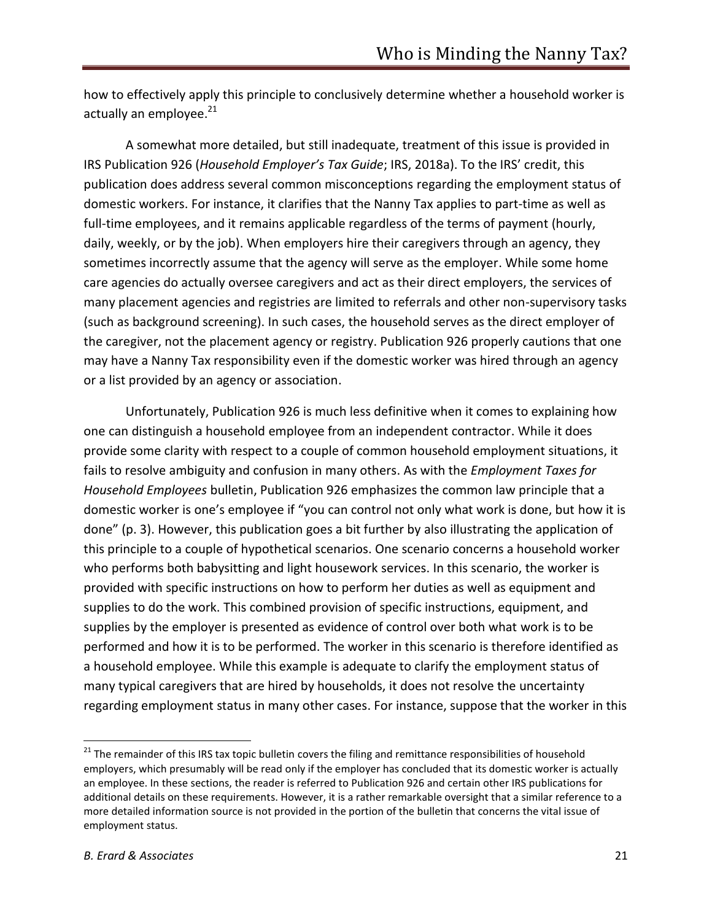how to effectively apply this principle to conclusively determine whether a household worker is actually an employee.[21]

A somewhat more detailed, but still inadequate, treatment of this issue is provided in IRS Publication 926 (*Household Employer's Tax Guide*; IRS, 2018a). To the IRS' credit, this publication does address several common misconceptions regarding the employment status of domestic workers. For instance, it clarifies that the Nanny Tax applies to part-time as well as full-time employees, and it remains applicable regardless of the terms of payment (hourly, daily, weekly, or by the job). When employers hire their caregivers through an agency, they sometimes incorrectly assume that the agency will serve as the employer. While some home care agencies do actually oversee caregivers and act as their direct employers, the services of many placement agencies and registries are limited to referrals and other non-supervisory tasks (such as background screening). In such cases, the household serves as the direct employer of the caregiver, not the placement agency or registry. Publication 926 properly cautions that one may have a Nanny Tax responsibility even if the domestic worker was hired through an agency or a list provided by an agency or association.

Unfortunately, Publication 926 is much less definitive when it comes to explaining how one can distinguish a household employee from an independent contractor. While it does provide some clarity with respect to a couple of common household employment situations, it fails to resolve ambiguity and confusion in many others. As with the *Employment Taxes for Household Employees* bulletin, Publication 926 emphasizes the common law principle that a domestic worker is one's employee if "you can control not only what work is done, but how it is done" (p. 3). However, this publication goes a bit further by also illustrating the application of this principle to a couple of hypothetical scenarios. One scenario concerns a household worker who performs both babysitting and light housework services. In this scenario, the worker is provided with specific instructions on how to perform her duties as well as equipment and supplies to do the work. This combined provision of specific instructions, equipment, and supplies by the employer is presented as evidence of control over both what work is to be performed and how it is to be performed. The worker in this scenario is therefore identified as a household employee. While this example is adequate to clarify the employment status of many typical caregivers that are hired by households, it does not resolve the uncertainty regarding employment status in many other cases. For instance, suppose that the worker in this

[21] The remainder of this IRS tax topic bulletin covers the filing and remittance responsibilities of household employers, which presumably will be read only if the employer has concluded that its domestic worker is actually an employee. In these sections, the reader is referred to Publication 926 and certain other IRS publications for additional details on these requirements. However, it is a rather remarkable oversight that a similar reference to a more detailed information source is not provided in the portion of the bulletin that concerns the vital issue of employment status.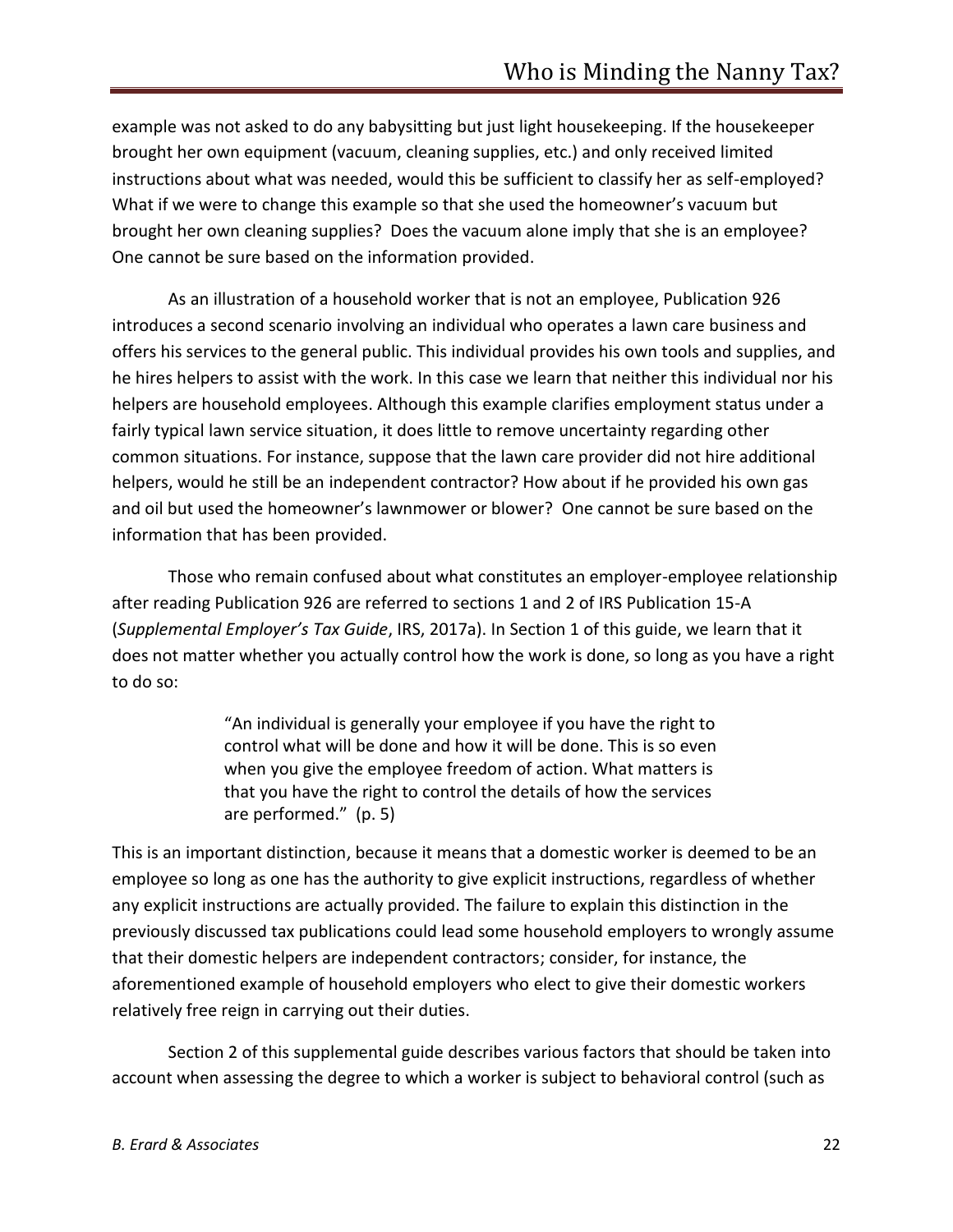example was not asked to do any babysitting but just light housekeeping. If the housekeeper brought her own equipment (vacuum, cleaning supplies, etc.) and only received limited instructions about what was needed, would this be sufficient to classify her as self-employed? What if we were to change this example so that she used the homeowner's vacuum but brought her own cleaning supplies? Does the vacuum alone imply that she is an employee? One cannot be sure based on the information provided.

As an illustration of a household worker that is not an employee, Publication 926 introduces a second scenario involving an individual who operates a lawn care business and offers his services to the general public. This individual provides his own tools and supplies, and he hires helpers to assist with the work. In this case we learn that neither this individual nor his helpers are household employees. Although this example clarifies employment status under a fairly typical lawn service situation, it does little to remove uncertainty regarding other common situations. For instance, suppose that the lawn care provider did not hire additional helpers, would he still be an independent contractor? How about if he provided his own gas and oil but used the homeowner's lawnmower or blower? One cannot be sure based on the information that has been provided.

Those who remain confused about what constitutes an employer-employee relationship after reading Publication 926 are referred to sections 1 and 2 of IRS Publication 15-A (*Supplemental Employer's Tax Guide*, IRS, 2017a). In Section 1 of this guide, we learn that it does not matter whether you actually control how the work is done, so long as you have a right to do so:

> "An individual is generally your employee if you have the right to control what will be done and how it will be done. This is so even when you give the employee freedom of action. What matters is that you have the right to control the details of how the services are performed." (p. 5)

This is an important distinction, because it means that a domestic worker is deemed to be an employee so long as one has the authority to give explicit instructions, regardless of whether any explicit instructions are actually provided. The failure to explain this distinction in the previously discussed tax publications could lead some household employers to wrongly assume that their domestic helpers are independent contractors; consider, for instance, the aforementioned example of household employers who elect to give their domestic workers relatively free reign in carrying out their duties.

Section 2 of this supplemental guide describes various factors that should be taken into account when assessing the degree to which a worker is subject to behavioral control (such as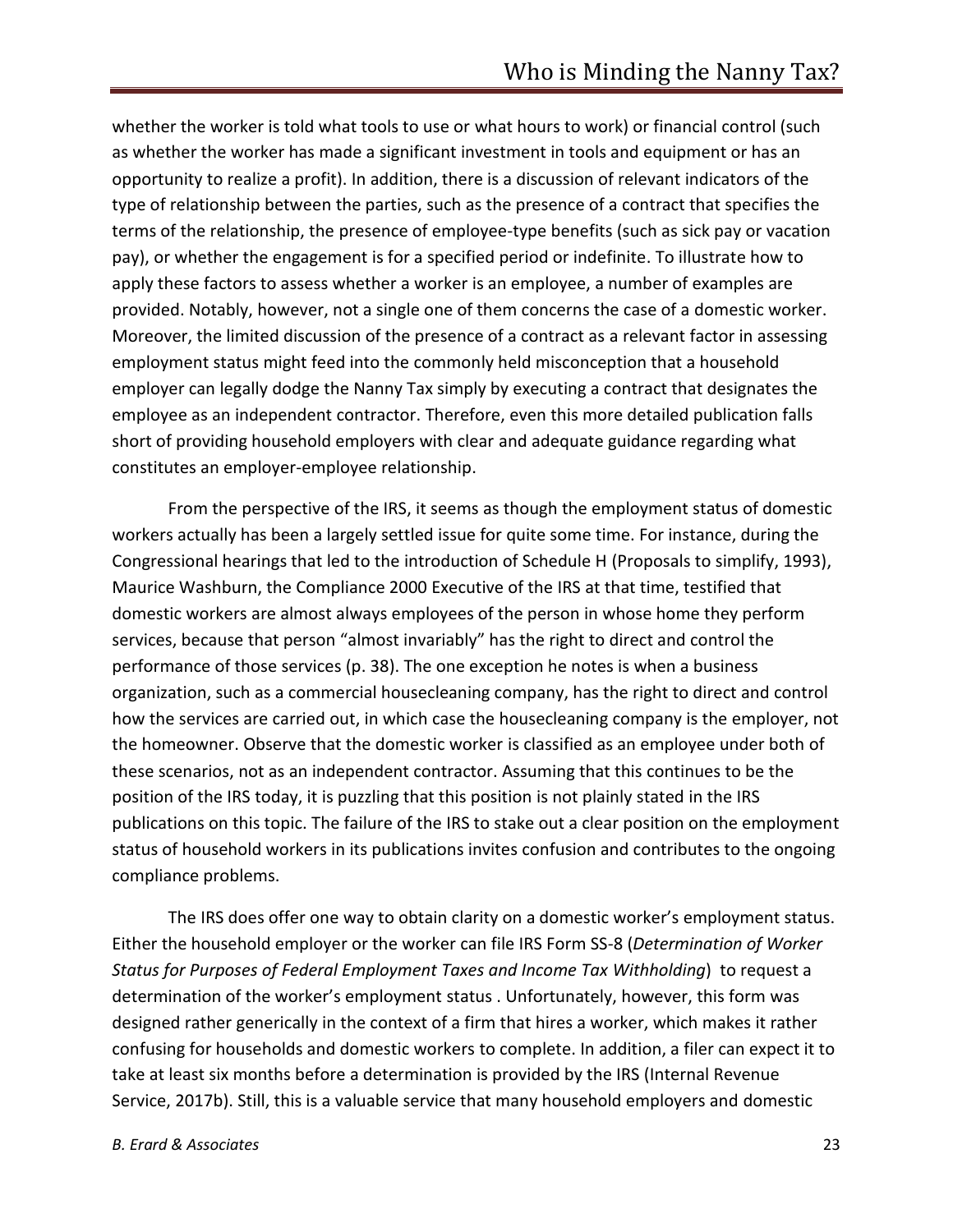whether the worker is told what tools to use or what hours to work) or financial control (such as whether the worker has made a significant investment in tools and equipment or has an opportunity to realize a profit). In addition, there is a discussion of relevant indicators of the type of relationship between the parties, such as the presence of a contract that specifies the terms of the relationship, the presence of employee-type benefits (such as sick pay or vacation pay), or whether the engagement is for a specified period or indefinite. To illustrate how to apply these factors to assess whether a worker is an employee, a number of examples are provided. Notably, however, not a single one of them concerns the case of a domestic worker. Moreover, the limited discussion of the presence of a contract as a relevant factor in assessing employment status might feed into the commonly held misconception that a household employer can legally dodge the Nanny Tax simply by executing a contract that designates the employee as an independent contractor. Therefore, even this more detailed publication falls short of providing household employers with clear and adequate guidance regarding what constitutes an employer-employee relationship.

From the perspective of the IRS, it seems as though the employment status of domestic workers actually has been a largely settled issue for quite some time. For instance, during the Congressional hearings that led to the introduction of Schedule H (Proposals to simplify, 1993), Maurice Washburn, the Compliance 2000 Executive of the IRS at that time, testified that domestic workers are almost always employees of the person in whose home they perform services, because that person "almost invariably" has the right to direct and control the performance of those services (p. 38). The one exception he notes is when a business organization, such as a commercial housecleaning company, has the right to direct and control how the services are carried out, in which case the housecleaning company is the employer, not the homeowner. Observe that the domestic worker is classified as an employee under both of these scenarios, not as an independent contractor. Assuming that this continues to be the position of the IRS today, it is puzzling that this position is not plainly stated in the IRS publications on this topic. The failure of the IRS to stake out a clear position on the employment status of household workers in its publications invites confusion and contributes to the ongoing compliance problems.

The IRS does offer one way to obtain clarity on a domestic worker's employment status. Either the household employer or the worker can file IRS Form SS-8 (*Determination of Worker Status for Purposes of Federal Employment Taxes and Income Tax Withholding*) to request a determination of the worker's employment status . Unfortunately, however, this form was designed rather generically in the context of a firm that hires a worker, which makes it rather confusing for households and domestic workers to complete. In addition, a filer can expect it to take at least six months before a determination is provided by the IRS (Internal Revenue Service, 2017b). Still, this is a valuable service that many household employers and domestic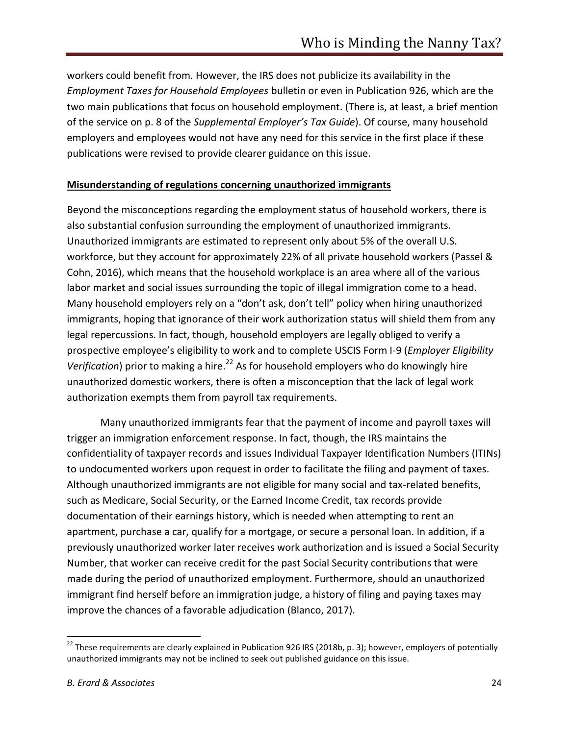workers could benefit from. However, the IRS does not publicize its availability in the *Employment Taxes for Household Employees* bulletin or even in Publication 926, which are the two main publications that focus on household employment. (There is, at least, a brief mention of the service on p. 8 of the *Supplemental Employer's Tax Guide*). Of course, many household employers and employees would not have any need for this service in the first place if these publications were revised to provide clearer guidance on this issue.

**Misunderstanding of regulations concerning unauthorized immigrants**

Beyond the misconceptions regarding the employment status of household workers, there is also substantial confusion surrounding the employment of unauthorized immigrants. Unauthorized immigrants are estimated to represent only about 5% of the overall U.S. workforce, but they account for approximately 22% of all private household workers (Passel & Cohn, 2016), which means that the household workplace is an area where all of the various labor market and social issues surrounding the topic of illegal immigration come to a head. Many household employers rely on a "don't ask, don't tell" policy when hiring unauthorized immigrants, hoping that ignorance of their work authorization status will shield them from any legal repercussions. In fact, though, household employers are legally obliged to verify a prospective employee's eligibility to work and to complete USCIS Form I-9 (*Employer Eligibility Verification*) prior to making a hire.[22] As for household employers who do knowingly hire unauthorized domestic workers, there is often a misconception that the lack of legal work authorization exempts them from payroll tax requirements.

Many unauthorized immigrants fear that the payment of income and payroll taxes will trigger an immigration enforcement response. In fact, though, the IRS maintains the confidentiality of taxpayer records and issues Individual Taxpayer Identification Numbers (ITINs) to undocumented workers upon request in order to facilitate the filing and payment of taxes. Although unauthorized immigrants are not eligible for many social and tax-related benefits, such as Medicare, Social Security, or the Earned Income Credit, tax records provide documentation of their earnings history, which is needed when attempting to rent an apartment, purchase a car, qualify for a mortgage, or secure a personal loan. In addition, if a previously unauthorized worker later receives work authorization and is issued a Social Security Number, that worker can receive credit for the past Social Security contributions that were made during the period of unauthorized employment. Furthermore, should an unauthorized immigrant find herself before an immigration judge, a history of filing and paying taxes may improve the chances of a favorable adjudication (Blanco, 2017).

[22] These requirements are clearly explained in Publication 926 IRS (2018b, p. 3); however, employers of potentially unauthorized immigrants may not be inclined to seek out published guidance on this issue.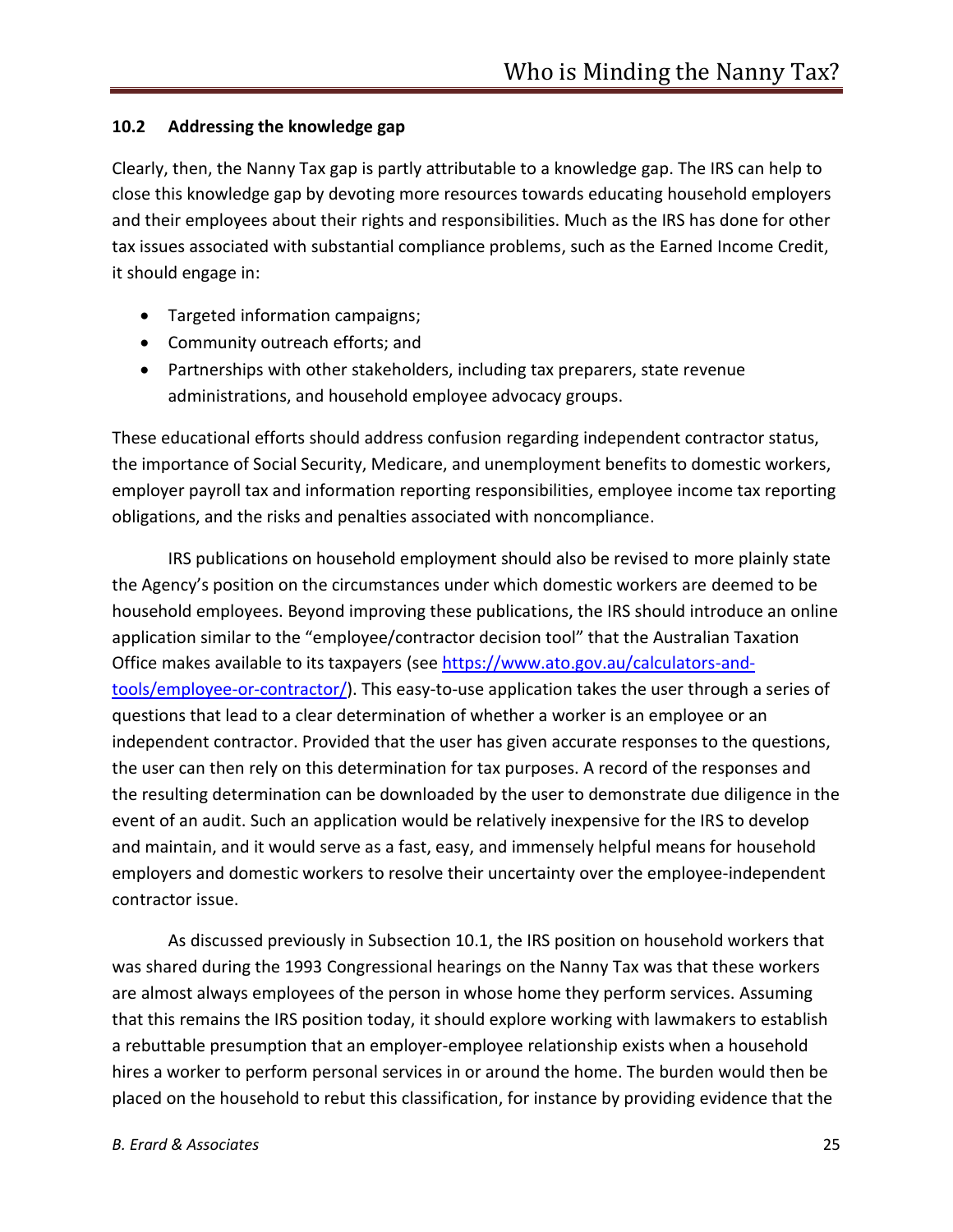### 10.2 Addressing the knowledge gap

Clearly, then, the Nanny Tax gap is partly attributable to a knowledge gap. The IRS can help to close this knowledge gap by devoting more resources towards educating household employers and their employees about their rights and responsibilities. Much as the IRS has done for other tax issues associated with substantial compliance problems, such as the Earned Income Credit, it should engage in:

- Targeted information campaigns;
- Community outreach efforts; and
- Partnerships with other stakeholders, including tax preparers, state revenue administrations, and household employee advocacy groups.

These educational efforts should address confusion regarding independent contractor status, the importance of Social Security, Medicare, and unemployment benefits to domestic workers, employer payroll tax and information reporting responsibilities, employee income tax reporting obligations, and the risks and penalties associated with noncompliance.

IRS publications on household employment should also be revised to more plainly state the Agency's position on the circumstances under which domestic workers are deemed to be household employees. Beyond improving these publications, the IRS should introduce an online application similar to the "employee/contractor decision tool" that the Australian Taxation Office makes available to its taxpayers (see https://www.ato.gov.au/calculators-and-tools/employee-or-contractor/). This easy-to-use application takes the user through a series of questions that lead to a clear determination of whether a worker is an employee or an independent contractor. Provided that the user has given accurate responses to the questions, the user can then rely on this determination for tax purposes. A record of the responses and the resulting determination can be downloaded by the user to demonstrate due diligence in the event of an audit. Such an application would be relatively inexpensive for the IRS to develop and maintain, and it would serve as a fast, easy, and immensely helpful means for household employers and domestic workers to resolve their uncertainty over the employee-independent contractor issue.

As discussed previously in Subsection 10.1, the IRS position on household workers that was shared during the 1993 Congressional hearings on the Nanny Tax was that these workers are almost always employees of the person in whose home they perform services. Assuming that this remains the IRS position today, it should explore working with lawmakers to establish a rebuttable presumption that an employer-employee relationship exists when a household hires a worker to perform personal services in or around the home. The burden would then be placed on the household to rebut this classification, for instance by providing evidence that the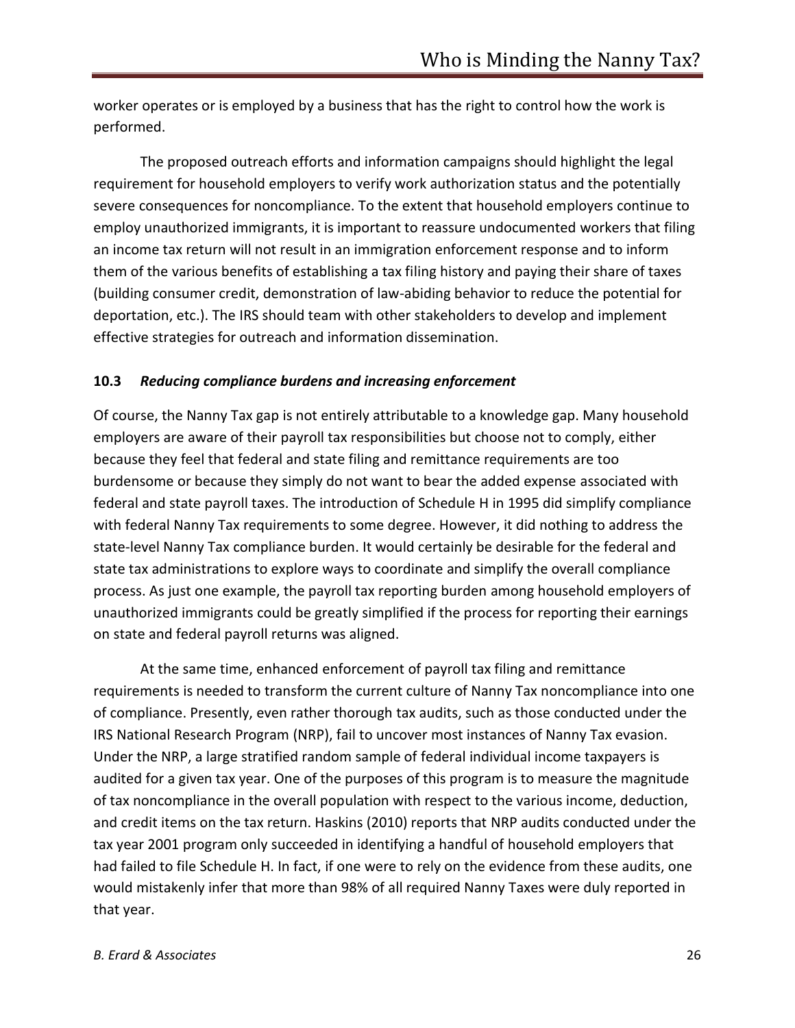worker operates or is employed by a business that has the right to control how the work is performed.

The proposed outreach efforts and information campaigns should highlight the legal requirement for household employers to verify work authorization status and the potentially severe consequences for noncompliance. To the extent that household employers continue to employ unauthorized immigrants, it is important to reassure undocumented workers that filing an income tax return will not result in an immigration enforcement response and to inform them of the various benefits of establishing a tax filing history and paying their share of taxes (building consumer credit, demonstration of law-abiding behavior to reduce the potential for deportation, etc.). The IRS should team with other stakeholders to develop and implement effective strategies for outreach and information dissemination.

### 10.3 *Reducing compliance burdens and increasing enforcement*

Of course, the Nanny Tax gap is not entirely attributable to a knowledge gap. Many household employers are aware of their payroll tax responsibilities but choose not to comply, either because they feel that federal and state filing and remittance requirements are too burdensome or because they simply do not want to bear the added expense associated with federal and state payroll taxes. The introduction of Schedule H in 1995 did simplify compliance with federal Nanny Tax requirements to some degree. However, it did nothing to address the state-level Nanny Tax compliance burden. It would certainly be desirable for the federal and state tax administrations to explore ways to coordinate and simplify the overall compliance process. As just one example, the payroll tax reporting burden among household employers of unauthorized immigrants could be greatly simplified if the process for reporting their earnings on state and federal payroll returns was aligned.

At the same time, enhanced enforcement of payroll tax filing and remittance requirements is needed to transform the current culture of Nanny Tax noncompliance into one of compliance. Presently, even rather thorough tax audits, such as those conducted under the IRS National Research Program (NRP), fail to uncover most instances of Nanny Tax evasion. Under the NRP, a large stratified random sample of federal individual income taxpayers is audited for a given tax year. One of the purposes of this program is to measure the magnitude of tax noncompliance in the overall population with respect to the various income, deduction, and credit items on the tax return. Haskins (2010) reports that NRP audits conducted under the tax year 2001 program only succeeded in identifying a handful of household employers that had failed to file Schedule H. In fact, if one were to rely on the evidence from these audits, one would mistakenly infer that more than 98% of all required Nanny Taxes were duly reported in that year.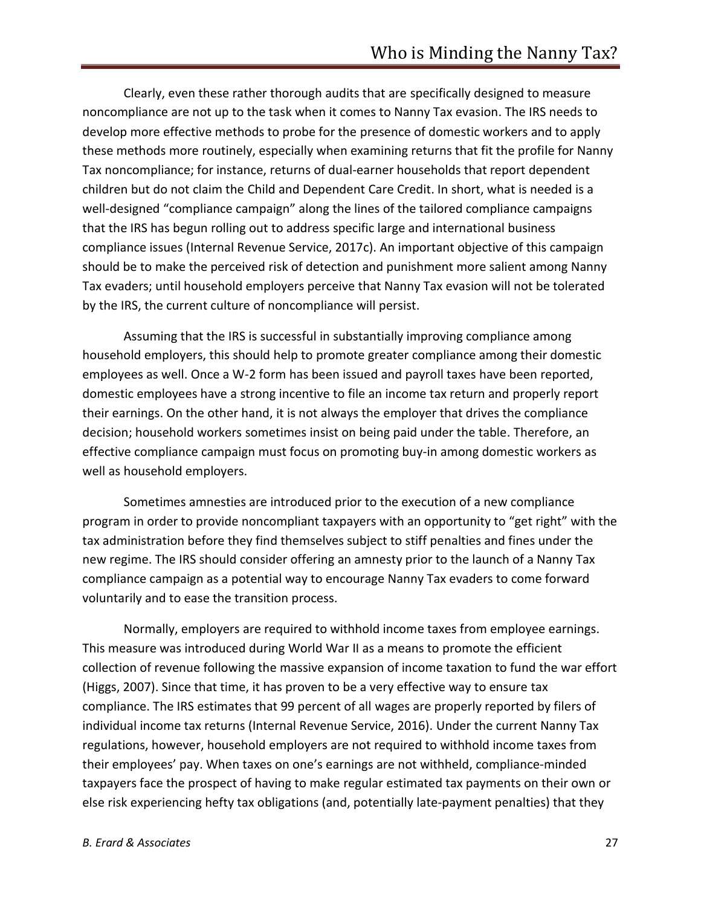Clearly, even these rather thorough audits that are specifically designed to measure noncompliance are not up to the task when it comes to Nanny Tax evasion. The IRS needs to develop more effective methods to probe for the presence of domestic workers and to apply these methods more routinely, especially when examining returns that fit the profile for Nanny Tax noncompliance; for instance, returns of dual-earner households that report dependent children but do not claim the Child and Dependent Care Credit. In short, what is needed is a well-designed "compliance campaign" along the lines of the tailored compliance campaigns that the IRS has begun rolling out to address specific large and international business compliance issues (Internal Revenue Service, 2017c). An important objective of this campaign should be to make the perceived risk of detection and punishment more salient among Nanny Tax evaders; until household employers perceive that Nanny Tax evasion will not be tolerated by the IRS, the current culture of noncompliance will persist.

Assuming that the IRS is successful in substantially improving compliance among household employers, this should help to promote greater compliance among their domestic employees as well. Once a W-2 form has been issued and payroll taxes have been reported, domestic employees have a strong incentive to file an income tax return and properly report their earnings. On the other hand, it is not always the employer that drives the compliance decision; household workers sometimes insist on being paid under the table. Therefore, an effective compliance campaign must focus on promoting buy-in among domestic workers as well as household employers.

Sometimes amnesties are introduced prior to the execution of a new compliance program in order to provide noncompliant taxpayers with an opportunity to "get right" with the tax administration before they find themselves subject to stiff penalties and fines under the new regime. The IRS should consider offering an amnesty prior to the launch of a Nanny Tax compliance campaign as a potential way to encourage Nanny Tax evaders to come forward voluntarily and to ease the transition process.

Normally, employers are required to withhold income taxes from employee earnings. This measure was introduced during World War II as a means to promote the efficient collection of revenue following the massive expansion of income taxation to fund the war effort (Higgs, 2007). Since that time, it has proven to be a very effective way to ensure tax compliance. The IRS estimates that 99 percent of all wages are properly reported by filers of individual income tax returns (Internal Revenue Service, 2016). Under the current Nanny Tax regulations, however, household employers are not required to withhold income taxes from their employees' pay. When taxes on one's earnings are not withheld, compliance-minded taxpayers face the prospect of having to make regular estimated tax payments on their own or else risk experiencing hefty tax obligations (and, potentially late-payment penalties) that they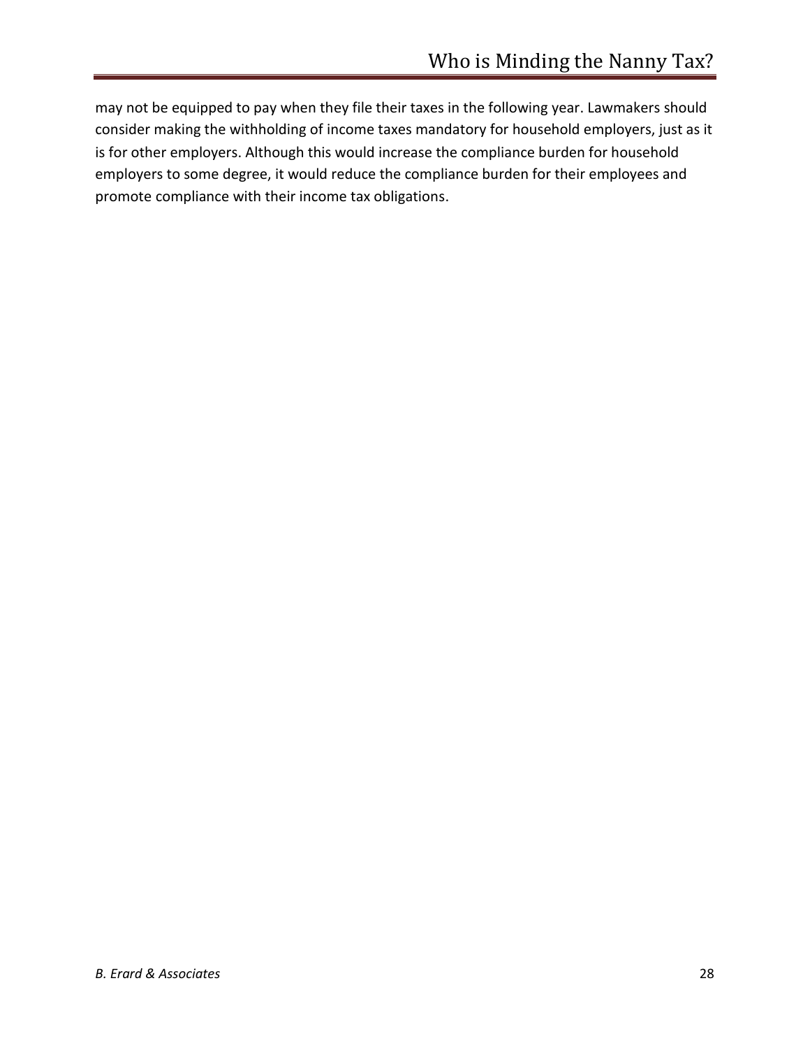may not be equipped to pay when they file their taxes in the following year. Lawmakers should consider making the withholding of income taxes mandatory for household employers, just as it is for other employers. Although this would increase the compliance burden for household employers to some degree, it would reduce the compliance burden for their employees and promote compliance with their income tax obligations.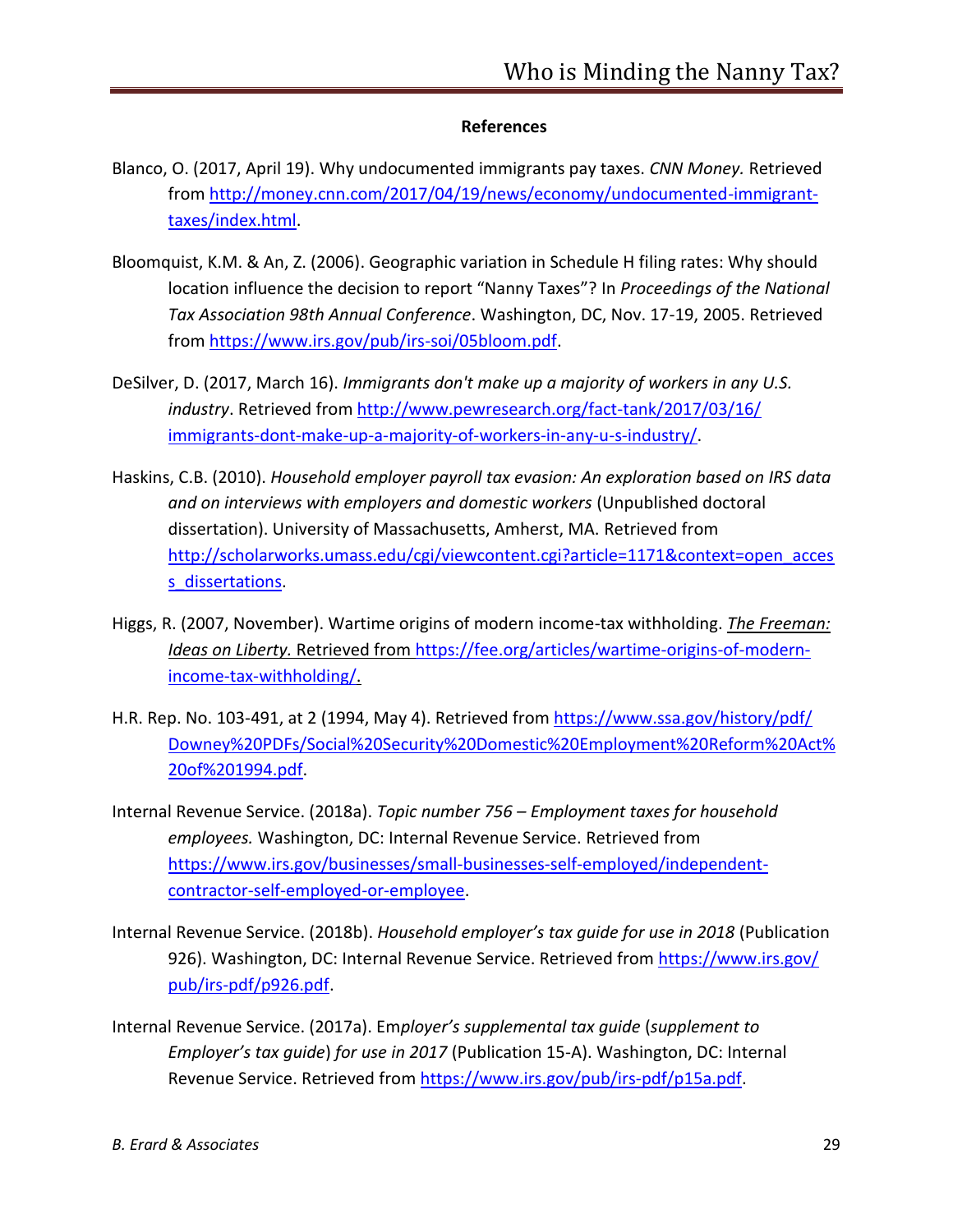**References**

Blanco, O. (2017, April 19). Why undocumented immigrants pay taxes. *CNN Money.* Retrieved from http://money.cnn.com/2017/04/19/news/economy/undocumented-immigrant-taxes/index.html.

Bloomquist, K.M. & An, Z. (2006). Geographic variation in Schedule H filing rates: Why should location influence the decision to report "Nanny Taxes"? In *Proceedings of the National Tax Association 98th Annual Conference*. Washington, DC, Nov. 17-19, 2005. Retrieved from https://www.irs.gov/pub/irs-soi/05bloom.pdf.

DeSilver, D. (2017, March 16). *Immigrants don't make up a majority of workers in any U.S. industry*. Retrieved from http://www.pewresearch.org/fact-tank/2017/03/16/immigrants-dont-make-up-a-majority-of-workers-in-any-u-s-industry/.

Haskins, C.B. (2010). *Household employer payroll tax evasion: An exploration based on IRS data and on interviews with employers and domestic workers* (Unpublished doctoral dissertation). University of Massachusetts, Amherst, MA. Retrieved from http://scholarworks.umass.edu/cgi/viewcontent.cgi?article=1171&context=open_access_dissertations.

Higgs, R. (2007, November). Wartime origins of modern income-tax withholding. *The Freeman: Ideas on Liberty.* Retrieved from https://fee.org/articles/wartime-origins-of-modern-income-tax-withholding/.

H.R. Rep. No. 103-491, at 2 (1994, May 4). Retrieved from https://www.ssa.gov/history/pdf/Downey%20PDFs/Social%20Security%20Domestic%20Employment%20Reform%20Act%20of%201994.pdf.

Internal Revenue Service. (2018a). *Topic number 756 – Employment taxes for household employees.* Washington, DC: Internal Revenue Service. Retrieved from https://www.irs.gov/businesses/small-businesses-self-employed/independent-contractor-self-employed-or-employee.

Internal Revenue Service. (2018b). *Household employer's tax guide for use in 2018* (Publication 926). Washington, DC: Internal Revenue Service. Retrieved from https://www.irs.gov/pub/irs-pdf/p926.pdf.

Internal Revenue Service. (2017a). Em*ployer's supplemental tax guide* (*supplement to Employer's tax guide*) *for use in 2017* (Publication 15-A). Washington, DC: Internal Revenue Service. Retrieved from https://www.irs.gov/pub/irs-pdf/p15a.pdf.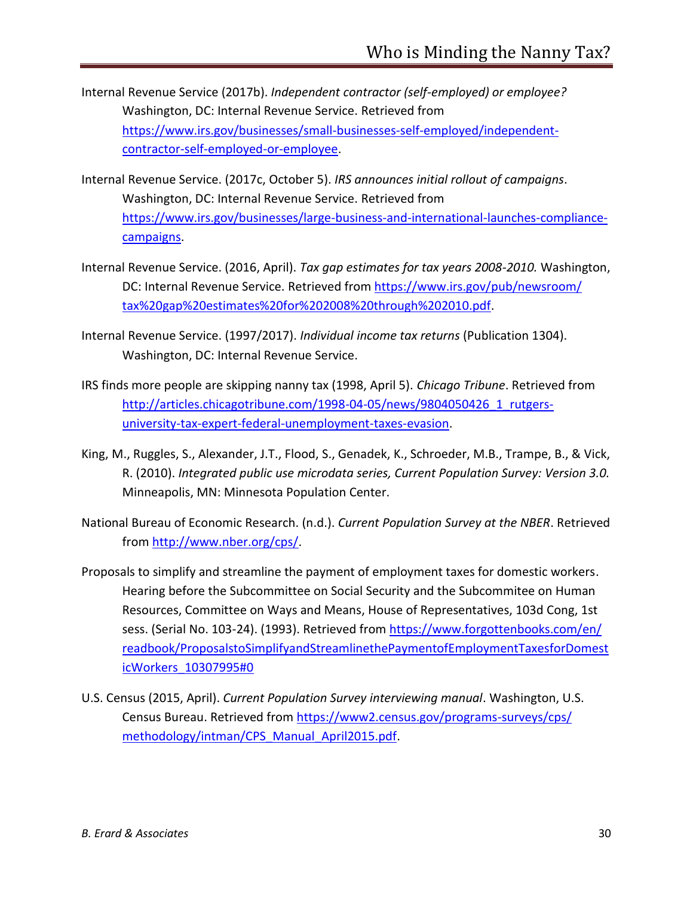Internal Revenue Service (2017b). *Independent contractor (self-employed) or employee?* Washington, DC: Internal Revenue Service. Retrieved from https://www.irs.gov/businesses/small-businesses-self-employed/independent-contractor-self-employed-or-employee.

Internal Revenue Service. (2017c, October 5). *IRS announces initial rollout of campaigns*. Washington, DC: Internal Revenue Service. Retrieved from https://www.irs.gov/businesses/large-business-and-international-launches-compliance-campaigns.

Internal Revenue Service. (2016, April). *Tax gap estimates for tax years 2008-2010.* Washington, DC: Internal Revenue Service. Retrieved from https://www.irs.gov/pub/newsroom/tax%20gap%20estimates%20for%202008%20through%202010.pdf.

Internal Revenue Service. (1997/2017). *Individual income tax returns* (Publication 1304). Washington, DC: Internal Revenue Service.

IRS finds more people are skipping nanny tax (1998, April 5). *Chicago Tribune*. Retrieved from http://articles.chicagotribune.com/1998-04-05/news/9804050426_1_rutgers-university-tax-expert-federal-unemployment-taxes-evasion.

King, M., Ruggles, S., Alexander, J.T., Flood, S., Genadek, K., Schroeder, M.B., Trampe, B., & Vick, R. (2010). *Integrated public use microdata series, Current Population Survey: Version 3.0.* Minneapolis, MN: Minnesota Population Center.

National Bureau of Economic Research. (n.d.). *Current Population Survey at the NBER*. Retrieved from http://www.nber.org/cps/.

Proposals to simplify and streamline the payment of employment taxes for domestic workers. Hearing before the Subcommittee on Social Security and the Subcommitee on Human Resources, Committee on Ways and Means, House of Representatives, 103d Cong, 1st sess. (Serial No. 103-24). (1993). Retrieved from https://www.forgottenbooks.com/en/readbook/ProposalstoSimplifyandStreamlinethePaymentofEmploymentTaxesforDomesticWorkers_10307995#0

U.S. Census (2015, April). *Current Population Survey interviewing manual*. Washington, U.S. Census Bureau. Retrieved from https://www2.census.gov/programs-surveys/cps/methodology/intman/CPS_Manual_April2015.pdf.